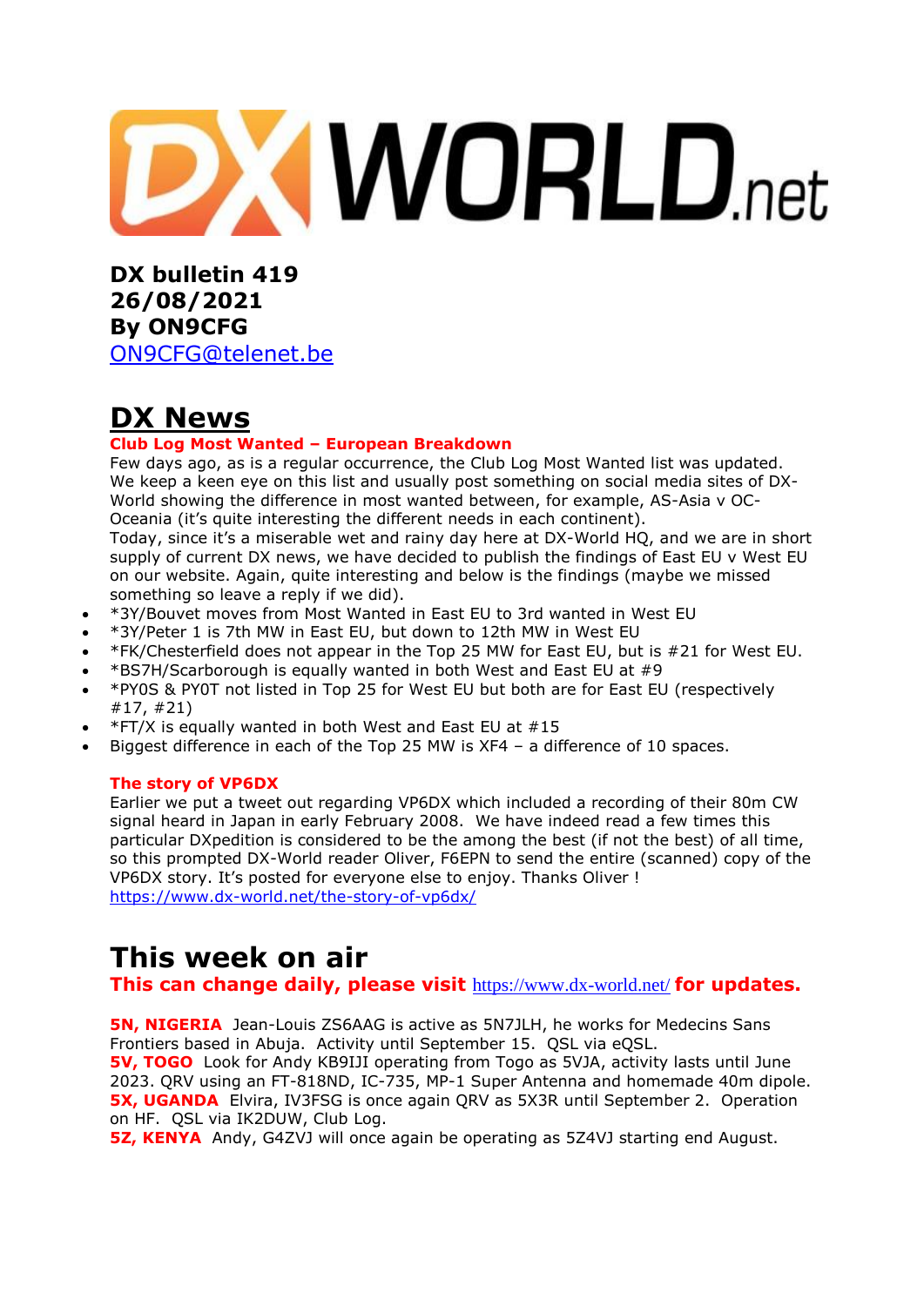**DX bulletin 419**
**26/08/2021**
**By ON9CFG**
[ON9CFG@telenet.be](mailto:ON9CFG@telenet.be)

# DX News

### Club Log Most Wanted – European Breakdown

Few days ago, as is a regular occurrence, the Club Log Most Wanted list was updated. We keep a keen eye on this list and usually post something on social media sites of DX-World showing the difference in most wanted between, for example, AS-Asia v OC-Oceania (it's quite interesting the different needs in each continent).
Today, since it's a miserable wet and rainy day here at DX-World HQ, and we are in short supply of current DX news, we have decided to publish the findings of East EU v West EU on our website. Again, quite interesting and below is the findings (maybe we missed something so leave a reply if we did).

- *3Y/Bouvet moves from Most Wanted in East EU to 3rd wanted in West EU
- *3Y/Peter 1 is 7th MW in East EU, but down to 12th MW in West EU
- *FK/Chesterfield does not appear in the Top 25 MW for East EU, but is #21 for West EU.
- *BS7H/Scarborough is equally wanted in both West and East EU at #9
- *PY0S & PY0T not listed in Top 25 for West EU but both are for East EU (respectively #17, #21)
- *FT/X is equally wanted in both West and East EU at #15
- Biggest difference in each of the Top 25 MW is XF4 – a difference of 10 spaces.

### The story of VP6DX

Earlier we put a tweet out regarding VP6DX which included a recording of their 80m CW signal heard in Japan in early February 2008. We have indeed read a few times this particular DXpedition is considered to be the among the best (if not the best) of all time, so this prompted DX-World reader Oliver, F6EPN to send the entire (scanned) copy of the VP6DX story. It's posted for everyone else to enjoy. Thanks Oliver !
https://www.dx-world.net/the-story-of-vp6dx/

# This week on air

**This can change daily, please visit** https://www.dx-world.net/ **for updates.**

**5N, NIGERIA** Jean-Louis ZS6AAG is active as 5N7JLH, he works for Medecins Sans Frontiers based in Abuja. Activity until September 15. QSL via eQSL.
**5V, TOGO** Look for Andy KB9IJI operating from Togo as 5VJA, activity lasts until June 2023. QRV using an FT-818ND, IC-735, MP-1 Super Antenna and homemade 40m dipole.
**5X, UGANDA** Elvira, IV3FSG is once again QRV as 5X3R until September 2. Operation on HF. QSL via IK2DUW, Club Log.
**5Z, KENYA** Andy, G4ZVJ will once again be operating as 5Z4VJ starting end August.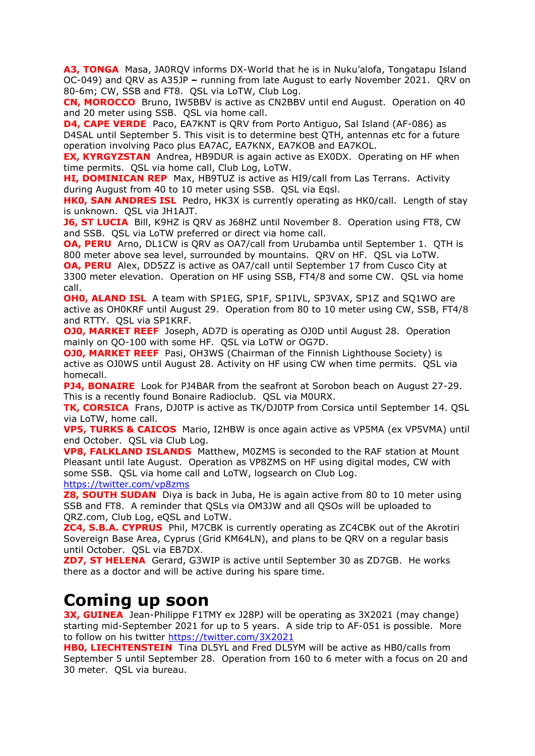**A3, TONGA** Masa, JA0RQV informs DX-World that he is in Nuku'alofa, Tongatapu Island OC-049) and QRV as A35JP – running from late August to early November 2021. QRV on 80-6m; CW, SSB and FT8. QSL via LoTW, Club Log.

**CN, MOROCCO** Bruno, IW5BBV is active as CN2BBV until end August. Operation on 40 and 20 meter using SSB. QSL via home call.

**D4, CAPE VERDE** Paco, EA7KNT is QRV from Porto Antiguo, Sal Island (AF-086) as D4SAL until September 5. This visit is to determine best QTH, antennas etc for a future operation involving Paco plus EA7AC, EA7KNX, EA7KOB and EA7KOL.

**EX, KYRGYZSTAN** Andrea, HB9DUR is again active as EX0DX. Operating on HF when time permits. QSL via home call, Club Log, LoTW.

**HI, DOMINICAN REP** Max, HB9TUZ is active as HI9/call from Las Terrans. Activity during August from 40 to 10 meter using SSB. QSL via Eqsl.

**HK0, SAN ANDRES ISL** Pedro, HK3X is currently operating as HK0/call. Length of stay is unknown. QSL via JH1AJT.

**J6, ST LUCIA** Bill, K9HZ is QRV as J68HZ until November 8. Operation using FT8, CW and SSB. QSL via LoTW preferred or direct via home call.

**OA, PERU** Arno, DL1CW is QRV as OA7/call from Urubamba until September 1. QTH is 800 meter above sea level, surrounded by mountains. QRV on HF. QSL via LoTW.

**OA, PERU** Alex, DD5ZZ is active as OA7/call until September 17 from Cusco City at 3300 meter elevation. Operation on HF using SSB, FT4/8 and some CW. QSL via home call.

**OH0, ALAND ISL** A team with SP1EG, SP1F, SP1IVL, SP3VAX, SP1Z and SQ1WO are active as OH0KRF until August 29. Operation from 80 to 10 meter using CW, SSB, FT4/8 and RTTY. QSL via SP1KRF.

**OJ0, MARKET REEF** Joseph, AD7D is operating as OJ0D until August 28. Operation mainly on QO-100 with some HF. QSL via LoTW or OG7D.

**OJ0, MARKET REEF** Pasi, OH3WS (Chairman of the Finnish Lighthouse Society) is active as OJ0WS until August 28. Activity on HF using CW when time permits. QSL via homecall.

**PJ4, BONAIRE** Look for PJ4BAR from the seafront at Sorobon beach on August 27-29. This is a recently found Bonaire Radioclub. QSL via M0URX.

**TK, CORSICA** Frans, DJ0TP is active as TK/DJ0TP from Corsica until September 14. QSL via LoTW, home call.

**VP5, TURKS & CAICOS** Mario, I2HBW is once again active as VP5MA (ex VP5VMA) until end October. QSL via Club Log.

**VP8, FALKLAND ISLANDS** Matthew, M0ZMS is seconded to the RAF station at Mount Pleasant until late August. Operation as VP8ZMS on HF using digital modes, CW with some SSB. QSL via home call and LoTW, logsearch on Club Log.
https://twitter.com/vp8zms

**Z8, SOUTH SUDAN** Diya is back in Juba, He is again active from 80 to 10 meter using SSB and FT8. A reminder that QSLs via OM3JW and all QSOs will be uploaded to QRZ.com, Club Log, eQSL and LoTW.

**ZC4, S.B.A. CYPRUS** Phil, M7CBK is currently operating as ZC4CBK out of the Akrotiri Sovereign Base Area, Cyprus (Grid KM64LN), and plans to be QRV on a regular basis until October. QSL via EB7DX.

**ZD7, ST HELENA** Gerard, G3WIP is active until September 30 as ZD7GB. He works there as a doctor and will be active during his spare time.

# Coming up soon

**3X, GUINEA** Jean-Philippe F1TMY ex J28PJ will be operating as 3X2021 (may change) starting mid-September 2021 for up to 5 years. A side trip to AF-051 is possible. More to follow on his twitter https://twitter.com/3X2021

**HB0, LIECHTENSTEIN** Tina DL5YL and Fred DL5YM will be active as HB0/calls from September 5 until September 28. Operation from 160 to 6 meter with a focus on 20 and 30 meter. QSL via bureau.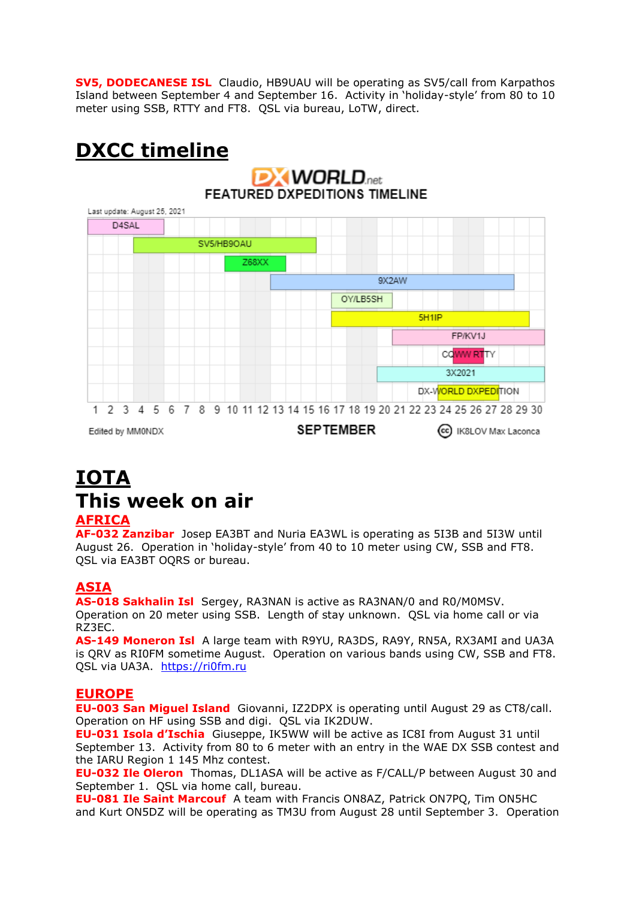**SV5, DODECANESE ISL** Claudio, HB9UAU will be operating as SV5/call from Karpathos Island between September 4 and September 16. Activity in 'holiday-style' from 80 to 10 meter using SSB, RTTY and FT8. QSL via bureau, LoTW, direct.

# DXCC timeline

# IOTA

# This week on air

## AFRICA

**AF-032 Zanzibar** Josep EA3BT and Nuria EA3WL is operating as 5I3B and 5I3W until August 26. Operation in 'holiday-style' from 40 to 10 meter using CW, SSB and FT8. QSL via EA3BT OQRS or bureau.

## ASIA

**AS-018 Sakhalin Isl** Sergey, RA3NAN is active as RA3NAN/0 and R0/M0MSV. Operation on 20 meter using SSB. Length of stay unknown. QSL via home call or via RZ3EC.

**AS-149 Moneron Isl** A large team with R9YU, RA3DS, RA9Y, RN5A, RX3AMI and UA3A is QRV as RI0FM sometime August. Operation on various bands using CW, SSB and FT8. QSL via UA3A. https://ri0fm.ru

## EUROPE

**EU-003 San Miguel Island** Giovanni, IZ2DPX is operating until August 29 as CT8/call. Operation on HF using SSB and digi. QSL via IK2DUW.

**EU-031 Isola d'Ischia** Giuseppe, IK5WW will be active as IC8I from August 31 until September 13. Activity from 80 to 6 meter with an entry in the WAE DX SSB contest and the IARU Region 1 145 Mhz contest.

**EU-032 Ile Oleron** Thomas, DL1ASA will be active as F/CALL/P between August 30 and September 1. QSL via home call, bureau.

**EU-081 Ile Saint Marcouf** A team with Francis ON8AZ, Patrick ON7PQ, Tim ON5HC and Kurt ON5DZ will be operating as TM3U from August 28 until September 3. Operation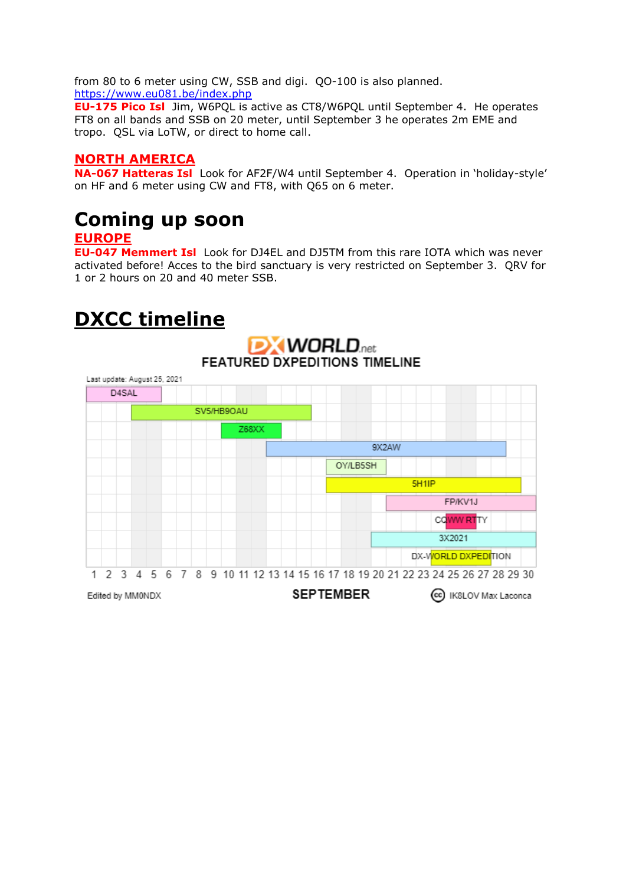from 80 to 6 meter using CW, SSB and digi.  QO-100 is also planned.
https://www.eu081.be/index.php

**EU-175 Pico Isl**  Jim, W6PQL is active as CT8/W6PQL until September 4.  He operates FT8 on all bands and SSB on 20 meter, until September 3 he operates 2m EME and tropo.  QSL via LoTW, or direct to home call.

## NORTH AMERICA

**NA-067 Hatteras Isl**  Look for AF2F/W4 until September 4.  Operation in 'holiday-style' on HF and 6 meter using CW and FT8, with Q65 on 6 meter.

# Coming up soon

## EUROPE

**EU-047 Memmert Isl**  Look for DJ4EL and DJ5TM from this rare IOTA which was never activated before! Acces to the bird sanctuary is very restricted on September 3.  QRV for 1 or 2 hours on 20 and 40 meter SSB.

# DXCC timeline

DXWORLD.net
FEATURED DXPEDITIONS TIMELINE

Last update: August 25, 2021

D4SAL
SV5/HB9OAU
Z68XX
9X2AW
OY/LB5SH
5H1IP
FP/KV1J
CQWW RTTY
3X2021
DX-WORLD DXPEDITION

1 2 3 4 5 6 7 8 9 10 11 12 13 14 15 16 17 18 19 20 21 22 23 24 25 26 27 28 29 30

Edited by MM0NDX    SEPTEMBER    IK8LOV Max Laconca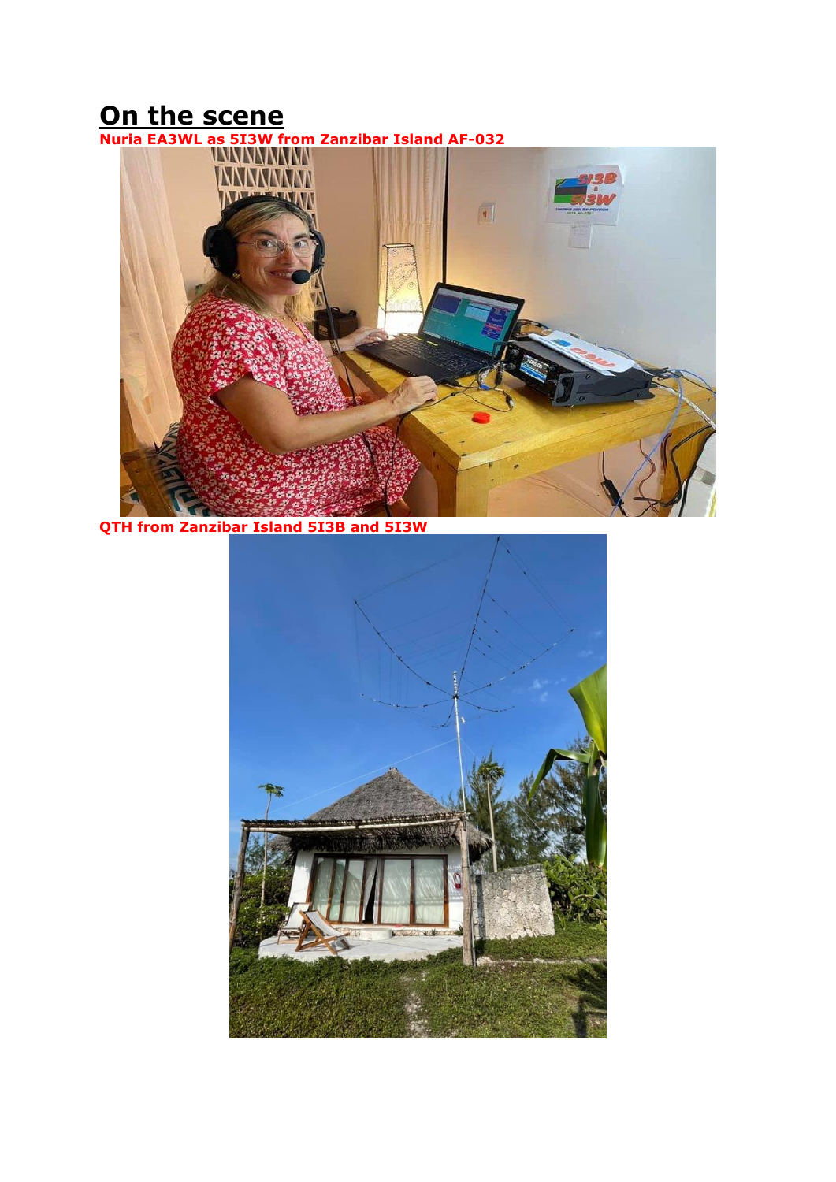# On the scene

**Nuria EA3WL as 5I3W from Zanzibar Island AF-032**

**QTH from Zanzibar Island 5I3B and 5I3W**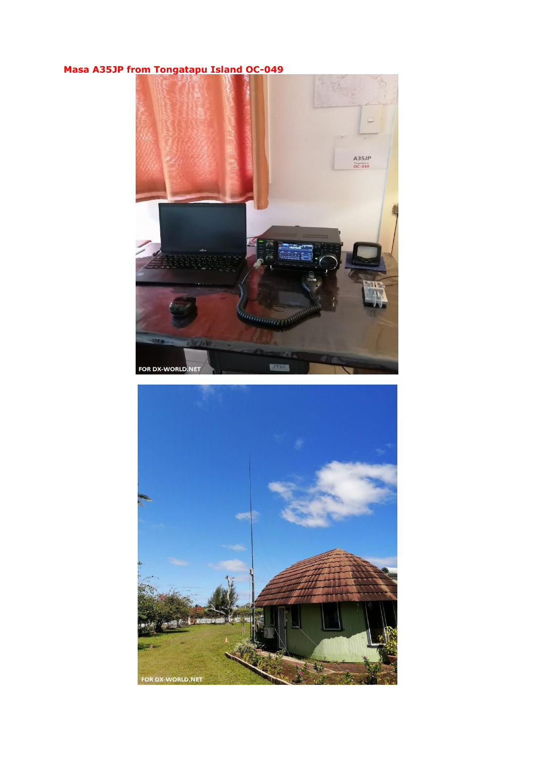**Masa A35JP from Tongatapu Island OC-049**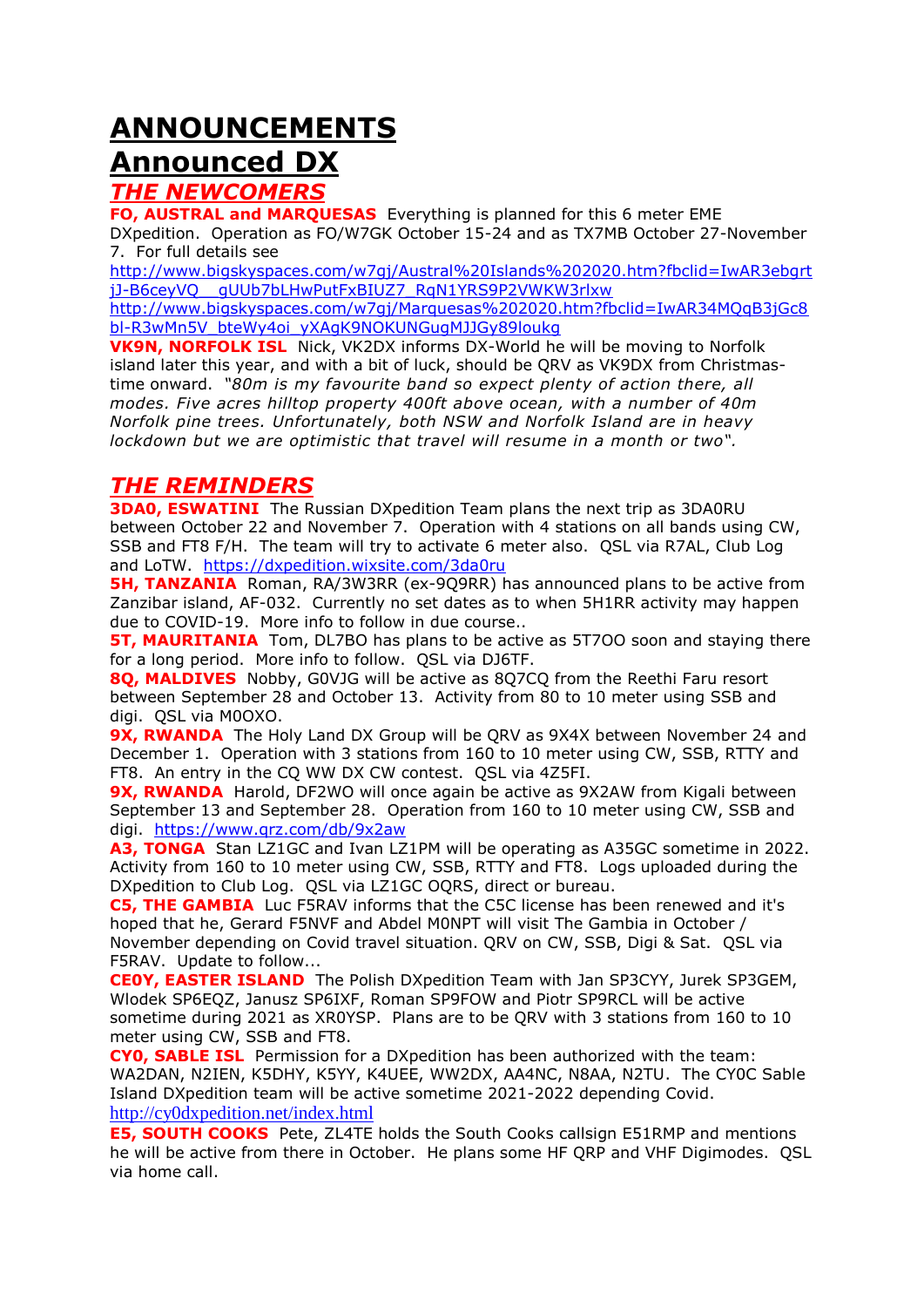# ANNOUNCEMENTS

# Announced DX

## *THE NEWCOMERS*

**FO, AUSTRAL and MARQUESAS** Everything is planned for this 6 meter EME DXpedition. Operation as FO/W7GK October 15-24 and as TX7MB October 27-November 7. For full details see http://www.bigskyspaces.com/w7gj/Austral%20Islands%202020.htm?fbclid=IwAR3ebgrtjJ-B6ceyVQ__gUUb7bLHwPutFxBIUZ7_RqN1YRS9P2VWKW3rlxw http://www.bigskyspaces.com/w7gj/Marquesas%202020.htm?fbclid=IwAR34MQqB3jGc8bl-R3wMn5V_bteWy4oi_yXAgK9NOKUNGugMJJGy89loukg

**VK9N, NORFOLK ISL** Nick, VK2DX informs DX-World he will be moving to Norfolk island later this year, and with a bit of luck, should be QRV as VK9DX from Christmas-time onward. *"80m is my favourite band so expect plenty of action there, all modes. Five acres hilltop property 400ft above ocean, with a number of 40m Norfolk pine trees. Unfortunately, both NSW and Norfolk Island are in heavy lockdown but we are optimistic that travel will resume in a month or two".*

## *THE REMINDERS*

**3DA0, ESWATINI** The Russian DXpedition Team plans the next trip as 3DA0RU between October 22 and November 7. Operation with 4 stations on all bands using CW, SSB and FT8 F/H. The team will try to activate 6 meter also. QSL via R7AL, Club Log and LoTW. https://dxpedition.wixsite.com/3da0ru

**5H, TANZANIA** Roman, RA/3W3RR (ex-9Q9RR) has announced plans to be active from Zanzibar island, AF-032. Currently no set dates as to when 5H1RR activity may happen due to COVID-19. More info to follow in due course..

**5T, MAURITANIA** Tom, DL7BO has plans to be active as 5T7OO soon and staying there for a long period. More info to follow. QSL via DJ6TF.

**8Q, MALDIVES** Nobby, G0VJG will be active as 8Q7CQ from the Reethi Faru resort between September 28 and October 13. Activity from 80 to 10 meter using SSB and digi. QSL via M0OXO.

**9X, RWANDA** The Holy Land DX Group will be QRV as 9X4X between November 24 and December 1. Operation with 3 stations from 160 to 10 meter using CW, SSB, RTTY and FT8. An entry in the CQ WW DX CW contest. QSL via 4Z5FI.

**9X, RWANDA** Harold, DF2WO will once again be active as 9X2AW from Kigali between September 13 and September 28. Operation from 160 to 10 meter using CW, SSB and digi. https://www.qrz.com/db/9x2aw

**A3, TONGA** Stan LZ1GC and Ivan LZ1PM will be operating as A35GC sometime in 2022. Activity from 160 to 10 meter using CW, SSB, RTTY and FT8. Logs uploaded during the DXpedition to Club Log. QSL via LZ1GC OQRS, direct or bureau.

**C5, THE GAMBIA** Luc F5RAV informs that the C5C license has been renewed and it's hoped that he, Gerard F5NVF and Abdel M0NPT will visit The Gambia in October / November depending on Covid travel situation. QRV on CW, SSB, Digi & Sat. QSL via F5RAV. Update to follow...

**CE0Y, EASTER ISLAND** The Polish DXpedition Team with Jan SP3CYY, Jurek SP3GEM, Wlodek SP6EQZ, Janusz SP6IXF, Roman SP9FOW and Piotr SP9RCL will be active sometime during 2021 as XR0YSP. Plans are to be QRV with 3 stations from 160 to 10 meter using CW, SSB and FT8.

**CY0, SABLE ISL** Permission for a DXpedition has been authorized with the team: WA2DAN, N2IEN, K5DHY, K5YY, K4UEE, WW2DX, AA4NC, N8AA, N2TU. The CY0C Sable Island DXpedition team will be active sometime 2021-2022 depending Covid. http://cy0dxpedition.net/index.html

**E5, SOUTH COOKS** Pete, ZL4TE holds the South Cooks callsign E51RMP and mentions he will be active from there in October. He plans some HF QRP and VHF Digimodes. QSL via home call.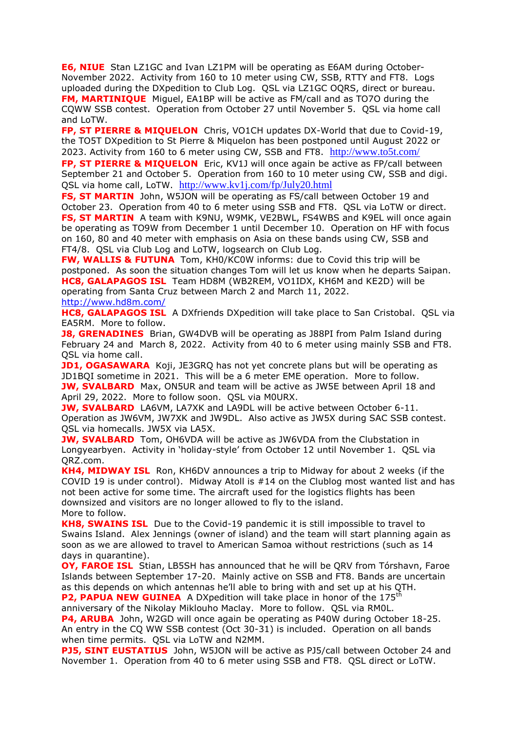**E6, NIUE** Stan LZ1GC and Ivan LZ1PM will be operating as E6AM during October-November 2022. Activity from 160 to 10 meter using CW, SSB, RTTY and FT8. Logs uploaded during the DXpedition to Club Log. QSL via LZ1GC OQRS, direct or bureau.
**FM, MARTINIQUE** Miguel, EA1BP will be active as FM/call and as TO7O during the CQWW SSB contest. Operation from October 27 until November 5. QSL via home call and LoTW.
**FP, ST PIERRE & MIQUELON** Chris, VO1CH updates DX-World that due to Covid-19, the TO5T DXpedition to St Pierre & Miquelon has been postponed until August 2022 or 2023. Activity from 160 to 6 meter using CW, SSB and FT8. http://www.to5t.com/
**FP, ST PIERRE & MIQUELON** Eric, KV1J will once again be active as FP/call between September 21 and October 5. Operation from 160 to 10 meter using CW, SSB and digi. QSL via home call, LoTW. http://www.kv1j.com/fp/July20.html
**FS, ST MARTIN** John, W5JON will be operating as FS/call between October 19 and October 23. Operation from 40 to 6 meter using SSB and FT8. QSL via LoTW or direct.
**FS, ST MARTIN** A team with K9NU, W9MK, VE2BWL, FS4WBS and K9EL will once again be operating as TO9W from December 1 until December 10. Operation on HF with focus on 160, 80 and 40 meter with emphasis on Asia on these bands using CW, SSB and FT4/8. QSL via Club Log and LoTW, logsearch on Club Log.
**FW, WALLIS & FUTUNA** Tom, KH0/KC0W informs: due to Covid this trip will be postponed. As soon the situation changes Tom will let us know when he departs Saipan.
**HC8, GALAPAGOS ISL** Team HD8M (WB2REM, VO1IDX, KH6M and KE2D) will be operating from Santa Cruz between March 2 and March 11, 2022.
http://www.hd8m.com/
**HC8, GALAPAGOS ISL** A DXfriends DXpedition will take place to San Cristobal. QSL via EA5RM. More to follow.
**J8, GRENADINES** Brian, GW4DVB will be operating as J88PI from Palm Island during February 24 and March 8, 2022. Activity from 40 to 6 meter using mainly SSB and FT8. QSL via home call.
**JD1, OGASAWARA** Koji, JE3GRQ has not yet concrete plans but will be operating as JD1BQI sometime in 2021. This will be a 6 meter EME operation. More to follow.
**JW, SVALBARD** Max, ON5UR and team will be active as JW5E between April 18 and April 29, 2022. More to follow soon. QSL via M0URX.
**JW, SVALBARD** LA6VM, LA7XK and LA9DL will be active between October 6-11. Operation as JW6VM, JW7XK and JW9DL. Also active as JW5X during SAC SSB contest. QSL via homecalls. JW5X via LA5X.
**JW, SVALBARD** Tom, OH6VDA will be active as JW6VDA from the Clubstation in Longyearbyen. Activity in 'holiday-style' from October 12 until November 1. QSL via QRZ.com.
**KH4, MIDWAY ISL** Ron, KH6DV announces a trip to Midway for about 2 weeks (if the COVID 19 is under control). Midway Atoll is #14 on the Clublog most wanted list and has not been active for some time. The aircraft used for the logistics flights has been downsized and visitors are no longer allowed to fly to the island.
More to follow.
**KH8, SWAINS ISL** Due to the Covid-19 pandemic it is still impossible to travel to Swains Island. Alex Jennings (owner of island) and the team will start planning again as soon as we are allowed to travel to American Samoa without restrictions (such as 14 days in quarantine).
**OY, FAROE ISL** Stian, LB5SH has announced that he will be QRV from Tórshavn, Faroe Islands between September 17-20. Mainly active on SSB and FT8. Bands are uncertain as this depends on which antennas he'll able to bring with and set up at his QTH.
**P2, PAPUA NEW GUINEA** A DXpedition will take place in honor of the 175th anniversary of the Nikolay Miklouho Maclay. More to follow. QSL via RM0L.
**P4, ARUBA** John, W2GD will once again be operating as P40W during October 18-25. An entry in the CQ WW SSB contest (Oct 30-31) is included. Operation on all bands when time permits. QSL via LoTW and N2MM.
**PJ5, SINT EUSTATIUS** John, W5JON will be active as PJ5/call between October 24 and November 1. Operation from 40 to 6 meter using SSB and FT8. QSL direct or LoTW.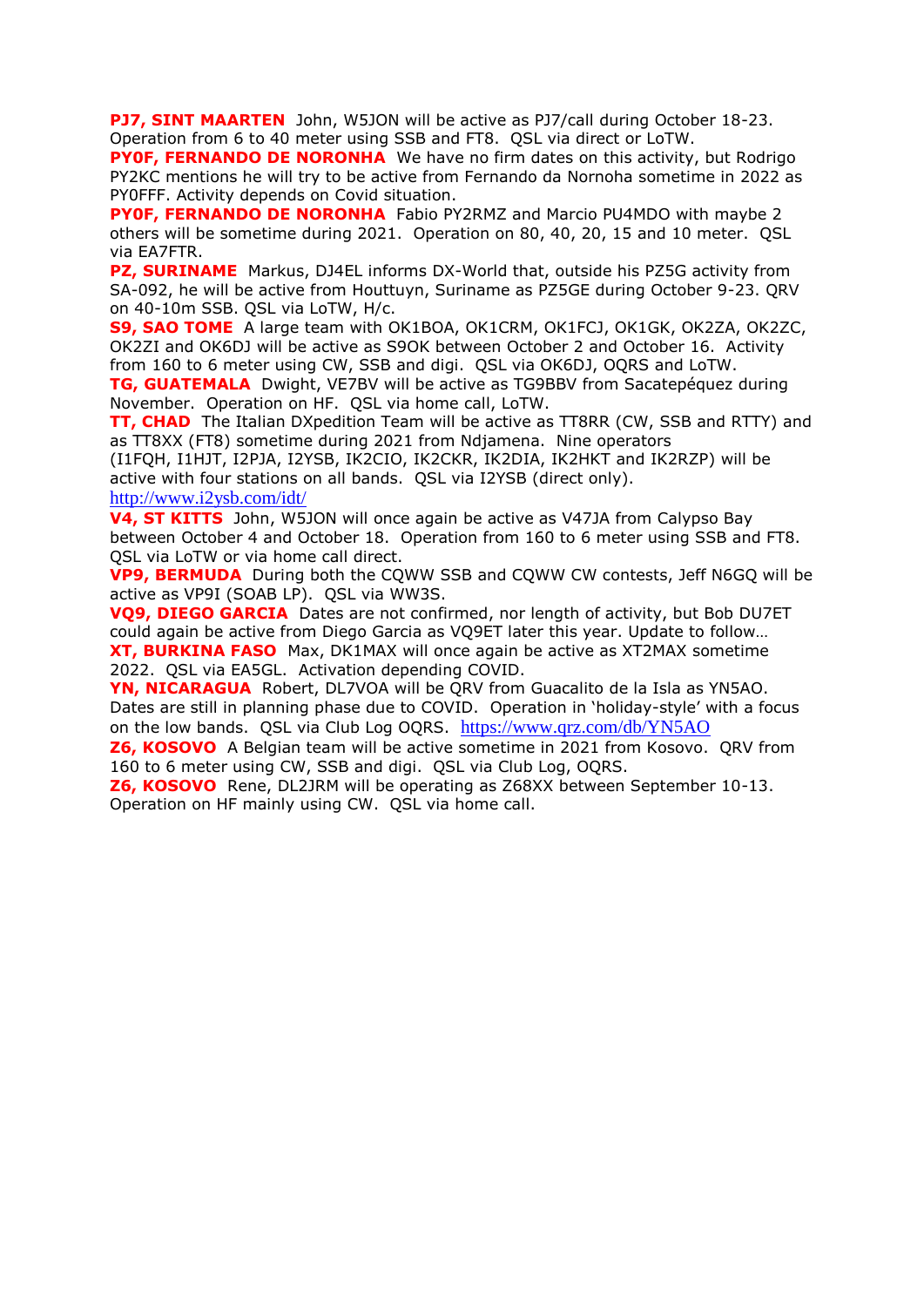**PJ7, SINT MAARTEN** John, W5JON will be active as PJ7/call during October 18-23. Operation from 6 to 40 meter using SSB and FT8. QSL via direct or LoTW.

**PY0F, FERNANDO DE NORONHA** We have no firm dates on this activity, but Rodrigo PY2KC mentions he will try to be active from Fernando da Nornoha sometime in 2022 as PY0FFF. Activity depends on Covid situation.

**PY0F, FERNANDO DE NORONHA** Fabio PY2RMZ and Marcio PU4MDO with maybe 2 others will be sometime during 2021. Operation on 80, 40, 20, 15 and 10 meter. QSL via EA7FTR.

**PZ, SURINAME** Markus, DJ4EL informs DX-World that, outside his PZ5G activity from SA-092, he will be active from Houttuyn, Suriname as PZ5GE during October 9-23. QRV on 40-10m SSB. QSL via LoTW, H/c.

**S9, SAO TOME** A large team with OK1BOA, OK1CRM, OK1FCJ, OK1GK, OK2ZA, OK2ZC, OK2ZI and OK6DJ will be active as S9OK between October 2 and October 16. Activity from 160 to 6 meter using CW, SSB and digi. QSL via OK6DJ, OQRS and LoTW.

**TG, GUATEMALA** Dwight, VE7BV will be active as TG9BBV from Sacatepéquez during November. Operation on HF. QSL via home call, LoTW.

**TT, CHAD** The Italian DXpedition Team will be active as TT8RR (CW, SSB and RTTY) and as TT8XX (FT8) sometime during 2021 from Ndjamena. Nine operators (I1FQH, I1HJT, I2PJA, I2YSB, IK2CIO, IK2CKR, IK2DIA, IK2HKT and IK2RZP) will be active with four stations on all bands. QSL via I2YSB (direct only). http://www.i2ysb.com/idt/

**V4, ST KITTS** John, W5JON will once again be active as V47JA from Calypso Bay between October 4 and October 18. Operation from 160 to 6 meter using SSB and FT8. QSL via LoTW or via home call direct.

**VP9, BERMUDA** During both the CQWW SSB and CQWW CW contests, Jeff N6GQ will be active as VP9I (SOAB LP). QSL via WW3S.

**VQ9, DIEGO GARCIA** Dates are not confirmed, nor length of activity, but Bob DU7ET could again be active from Diego Garcia as VQ9ET later this year. Update to follow…

**XT, BURKINA FASO** Max, DK1MAX will once again be active as XT2MAX sometime 2022. QSL via EA5GL. Activation depending COVID.

**YN, NICARAGUA** Robert, DL7VOA will be QRV from Guacalito de la Isla as YN5AO. Dates are still in planning phase due to COVID. Operation in 'holiday-style' with a focus on the low bands. QSL via Club Log OQRS. https://www.qrz.com/db/YN5AO

**Z6, KOSOVO** A Belgian team will be active sometime in 2021 from Kosovo. QRV from 160 to 6 meter using CW, SSB and digi. QSL via Club Log, OQRS.

**Z6, KOSOVO** Rene, DL2JRM will be operating as Z68XX between September 10-13. Operation on HF mainly using CW. QSL via home call.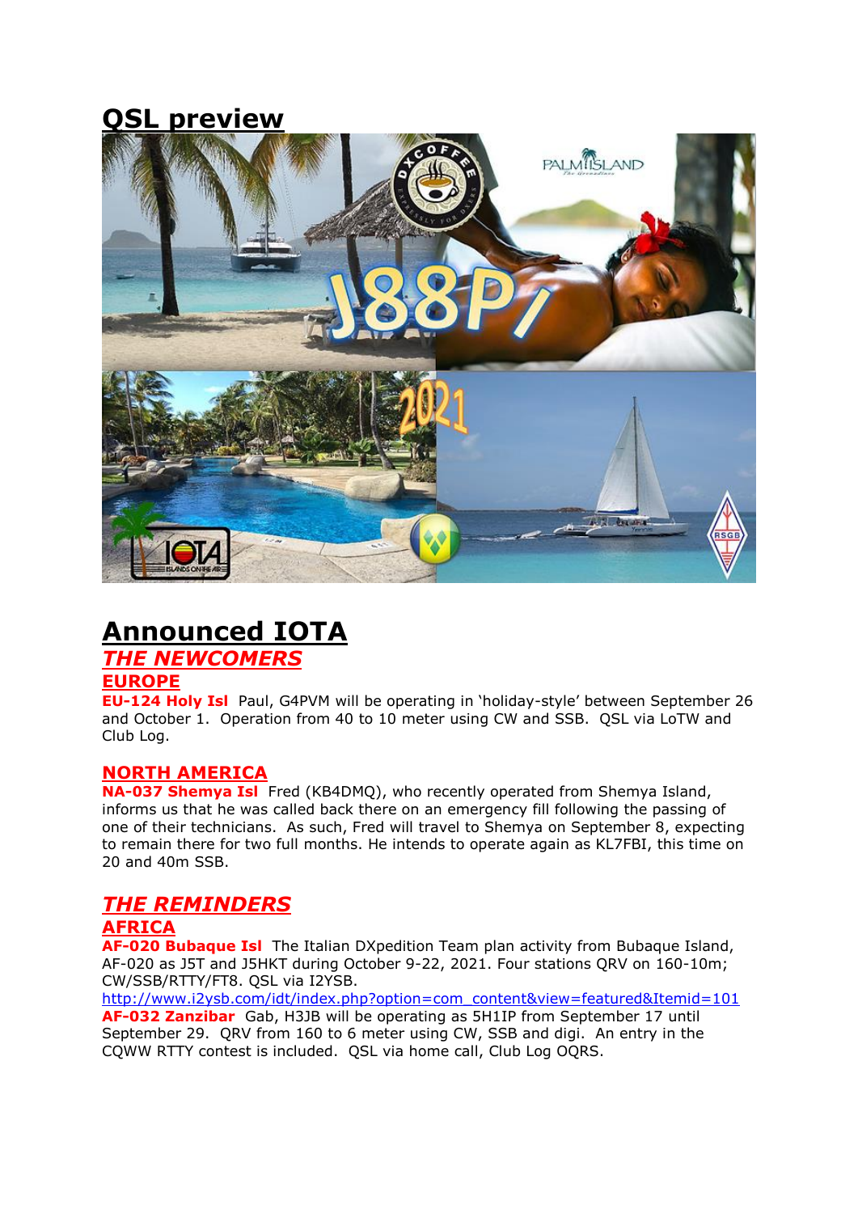# QSL preview

# Announced IOTA

## *THE NEWCOMERS*

### EUROPE

**EU-124 Holy Isl** Paul, G4PVM will be operating in 'holiday-style' between September 26 and October 1. Operation from 40 to 10 meter using CW and SSB. QSL via LoTW and Club Log.

### NORTH AMERICA

**NA-037 Shemya Isl** Fred (KB4DMQ), who recently operated from Shemya Island, informs us that he was called back there on an emergency fill following the passing of one of their technicians. As such, Fred will travel to Shemya on September 8, expecting to remain there for two full months. He intends to operate again as KL7FBI, this time on 20 and 40m SSB.

## *THE REMINDERS*

### AFRICA

**AF-020 Bubaque Isl** The Italian DXpedition Team plan activity from Bubaque Island, AF-020 as J5T and J5HKT during October 9-22, 2021. Four stations QRV on 160-10m; CW/SSB/RTTY/FT8. QSL via I2YSB.
http://www.i2ysb.com/idt/index.php?option=com_content&view=featured&Itemid=101

**AF-032 Zanzibar** Gab, H3JB will be operating as 5H1IP from September 17 until September 29. QRV from 160 to 6 meter using CW, SSB and digi. An entry in the CQWW RTTY contest is included. QSL via home call, Club Log OQRS.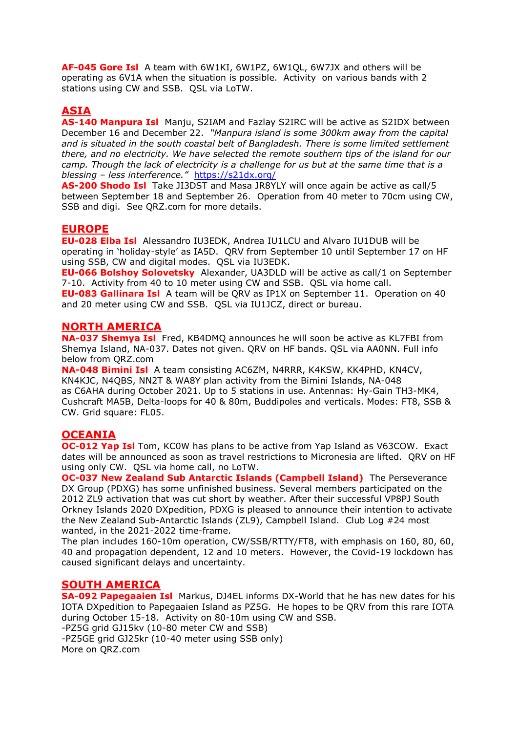**AF-045 Gore Isl** A team with 6W1KI, 6W1PZ, 6W1QL, 6W7JX and others will be operating as 6V1A when the situation is possible. Activity on various bands with 2 stations using CW and SSB. QSL via LoTW.

## ASIA

**AS-140 Manpura Isl** Manju, S2IAM and Fazlay S2IRC will be active as S2IDX between December 16 and December 22. *"Manpura island is some 300km away from the capital and is situated in the south coastal belt of Bangladesh. There is some limited settlement there, and no electricity. We have selected the remote southern tips of the island for our camp. Though the lack of electricity is a challenge for us but at the same time that is a blessing – less interference."* https://s21dx.org/

**AS-200 Shodo Isl** Take JI3DST and Masa JR8YLY will once again be active as call/5 between September 18 and September 26. Operation from 40 meter to 70cm using CW, SSB and digi. See QRZ.com for more details.

## EUROPE

**EU-028 Elba Isl** Alessandro IU3EDK, Andrea IU1LCU and Alvaro IU1DUB will be operating in 'holiday-style' as IA5D. QRV from September 10 until September 17 on HF using SSB, CW and digital modes. QSL via IU3EDK.

**EU-066 Bolshoy Solovetsky** Alexander, UA3DLD will be active as call/1 on September 7-10. Activity from 40 to 10 meter using CW and SSB. QSL via home call.

**EU-083 Gallinara Isl** A team will be QRV as IP1X on September 11. Operation on 40 and 20 meter using CW and SSB. QSL via IU1JCZ, direct or bureau.

## NORTH AMERICA

**NA-037 Shemya Isl** Fred, KB4DMQ announces he will soon be active as KL7FBI from Shemya Island, NA-037. Dates not given. QRV on HF bands. QSL via AA0NN. Full info below from QRZ.com

**NA-048 Bimini Isl** A team consisting AC6ZM, N4RRR, K4KSW, KK4PHD, KN4CV, KN4KJC, N4QBS, NN2T & WA8Y plan activity from the Bimini Islands, NA-048 as C6AHA during October 2021. Up to 5 stations in use. Antennas: Hy-Gain TH3-MK4, Cushcraft MA5B, Delta-loops for 40 & 80m, Buddipoles and verticals. Modes: FT8, SSB & CW. Grid square: FL05.

## OCEANIA

**OC-012 Yap Isl** Tom, KC0W has plans to be active from Yap Island as V63COW. Exact dates will be announced as soon as travel restrictions to Micronesia are lifted. QRV on HF using only CW. QSL via home call, no LoTW.

**OC-037 New Zealand Sub Antarctic Islands (Campbell Island)** The Perseverance DX Group (PDXG) has some unfinished business. Several members participated on the 2012 ZL9 activation that was cut short by weather. After their successful VP8PJ South Orkney Islands 2020 DXpedition, PDXG is pleased to announce their intention to activate the New Zealand Sub-Antarctic Islands (ZL9), Campbell Island. Club Log #24 most wanted, in the 2021-2022 time-frame.

The plan includes 160-10m operation, CW/SSB/RTTY/FT8, with emphasis on 160, 80, 60, 40 and propagation dependent, 12 and 10 meters. However, the Covid-19 lockdown has caused significant delays and uncertainty.

## SOUTH AMERICA

**SA-092 Papegaaien Isl** Markus, DJ4EL informs DX-World that he has new dates for his IOTA DXpedition to Papegaaien Island as PZ5G. He hopes to be QRV from this rare IOTA during October 15-18. Activity on 80-10m using CW and SSB.

-PZ5G grid GJ15kv (10-80 meter CW and SSB)
-PZ5GE grid GJ25kr (10-40 meter using SSB only)
More on QRZ.com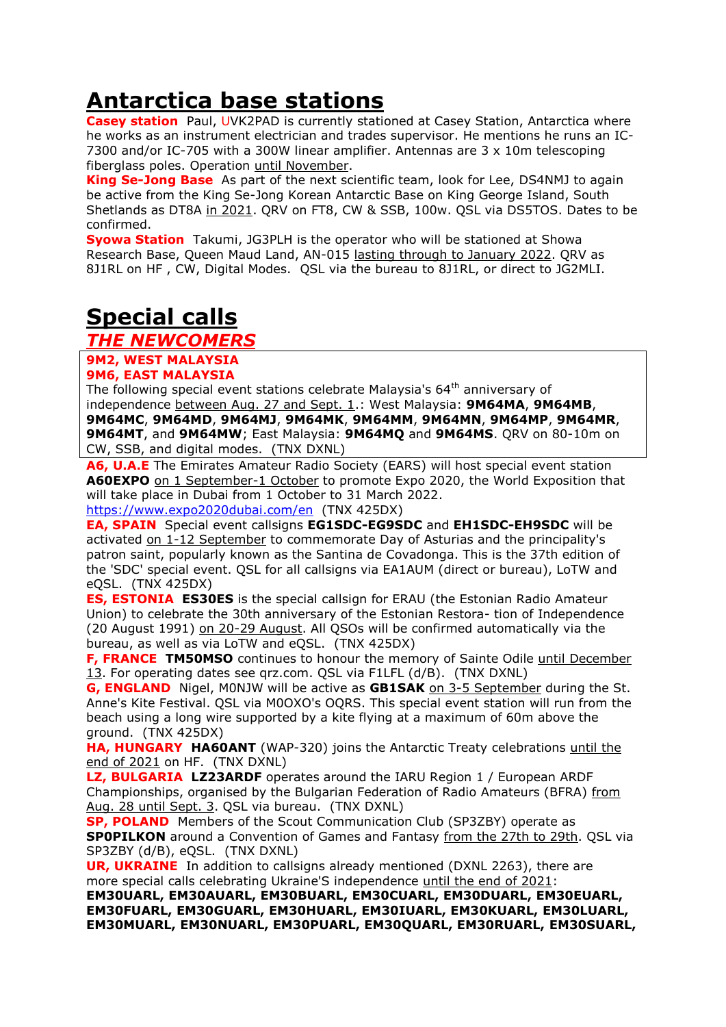# Antarctica base stations

**Casey station** Paul, UVK2PAD is currently stationed at Casey Station, Antarctica where he works as an instrument electrician and trades supervisor. He mentions he runs an IC-7300 and/or IC-705 with a 300W linear amplifier. Antennas are 3 x 10m telescoping fiberglass poles. Operation until November.

**King Se-Jong Base** As part of the next scientific team, look for Lee, DS4NMJ to again be active from the King Se-Jong Korean Antarctic Base on King George Island, South Shetlands as DT8A in 2021. QRV on FT8, CW & SSB, 100w. QSL via DS5TOS. Dates to be confirmed.

**Syowa Station** Takumi, JG3PLH is the operator who will be stationed at Showa Research Base, Queen Maud Land, AN-015 lasting through to January 2022. QRV as 8J1RL on HF , CW, Digital Modes. QSL via the bureau to 8J1RL, or direct to JG2MLI.

# Special calls

## *THE NEWCOMERS*

**9M2, WEST MALAYSIA**
**9M6, EAST MALAYSIA**
The following special event stations celebrate Malaysia's 64th anniversary of independence between Aug. 27 and Sept. 1.: West Malaysia: **9M64MA**, **9M64MB**, **9M64MC**, **9M64MD**, **9M64MJ**, **9M64MK**, **9M64MM**, **9M64MN**, **9M64MP**, **9M64MR**, **9M64MT**, and **9M64MW**; East Malaysia: **9M64MQ** and **9M64MS**. QRV on 80-10m on CW, SSB, and digital modes. (TNX DXNL)

**A6, U.A.E** The Emirates Amateur Radio Society (EARS) will host special event station **A60EXPO** on 1 September-1 October to promote Expo 2020, the World Exposition that will take place in Dubai from 1 October to 31 March 2022. https://www.expo2020dubai.com/en (TNX 425DX)

**EA, SPAIN** Special event callsigns **EG1SDC-EG9SDC** and **EH1SDC-EH9SDC** will be activated on 1-12 September to commemorate Day of Asturias and the principality's patron saint, popularly known as the Santina de Covadonga. This is the 37th edition of the 'SDC' special event. QSL for all callsigns via EA1AUM (direct or bureau), LoTW and eQSL. (TNX 425DX)

**ES, ESTONIA** **ES30ES** is the special callsign for ERAU (the Estonian Radio Amateur Union) to celebrate the 30th anniversary of the Estonian Restora- tion of Independence (20 August 1991) on 20-29 August. All QSOs will be confirmed automatically via the bureau, as well as via LoTW and eQSL. (TNX 425DX)

**F, FRANCE** **TM50MSO** continues to honour the memory of Sainte Odile until December 13. For operating dates see qrz.com. QSL via F1LFL (d/B). (TNX DXNL)

**G, ENGLAND** Nigel, M0NJW will be active as **GB1SAK** on 3-5 September during the St. Anne's Kite Festival. QSL via M0OXO's OQRS. This special event station will run from the beach using a long wire supported by a kite flying at a maximum of 60m above the ground. (TNX 425DX)

**HA, HUNGARY** **HA60ANT** (WAP-320) joins the Antarctic Treaty celebrations until the end of 2021 on HF. (TNX DXNL)

**LZ, BULGARIA** **LZ23ARDF** operates around the IARU Region 1 / European ARDF Championships, organised by the Bulgarian Federation of Radio Amateurs (BFRA) from Aug. 28 until Sept. 3. QSL via bureau. (TNX DXNL)

**SP, POLAND** Members of the Scout Communication Club (SP3ZBY) operate as **SP0PILKON** around a Convention of Games and Fantasy from the 27th to 29th. QSL via SP3ZBY (d/B), eQSL. (TNX DXNL)

**UR, UKRAINE** In addition to callsigns already mentioned (DXNL 2263), there are more special calls celebrating Ukraine'S independence until the end of 2021:
**EM30UARL, EM30AUARL, EM30BUARL, EM30CUARL, EM30DUARL, EM30EUARL, EM30FUARL, EM30GUARL, EM30HUARL, EM30IUARL, EM30KUARL, EM30LUARL, EM30MUARL, EM30NUARL, EM30PUARL, EM30QUARL, EM30RUARL, EM30SUARL,**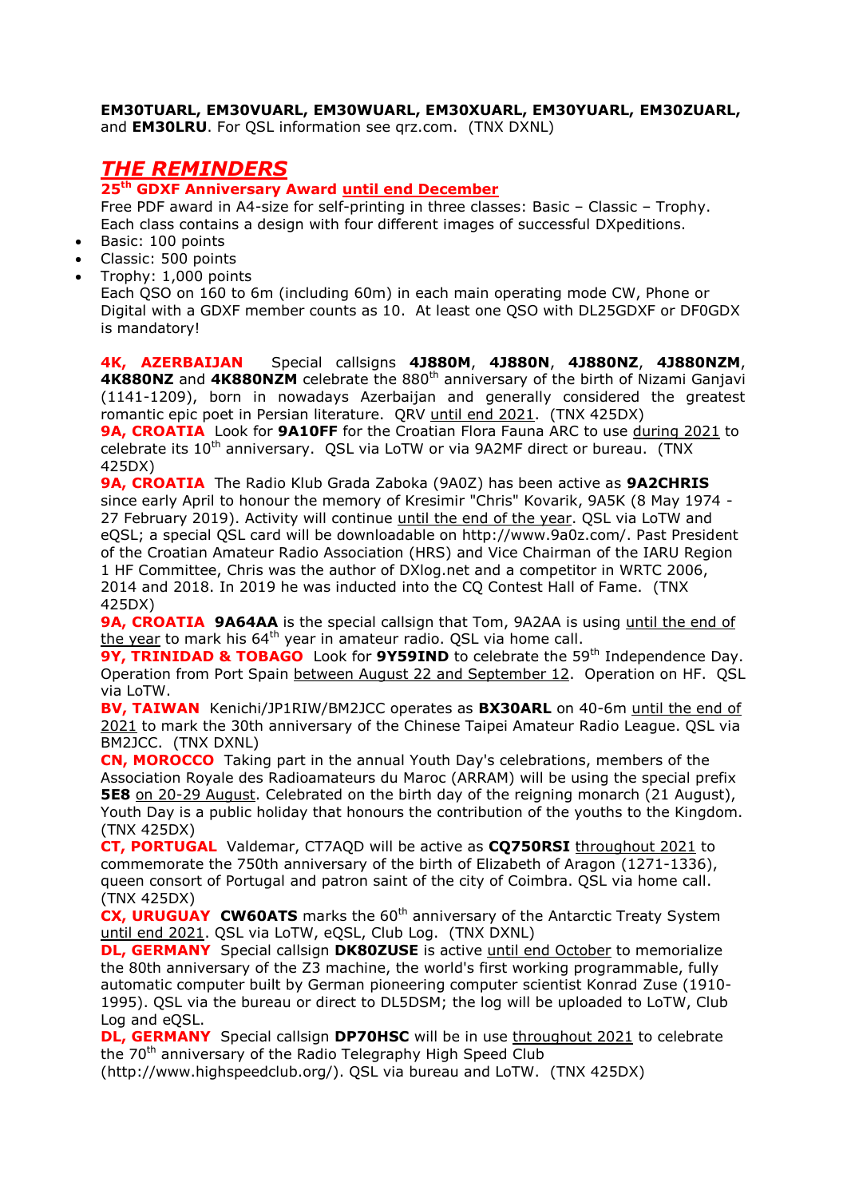**EM30TUARL, EM30VUARL, EM30WUARL, EM30XUARL, EM30YUARL, EM30ZUARL,** and **EM30LRU**. For QSL information see qrz.com. (TNX DXNL)

## *THE REMINDERS*

**25th GDXF Anniversary Award until end December**

Free PDF award in A4-size for self-printing in three classes: Basic – Classic – Trophy. Each class contains a design with four different images of successful DXpeditions.

- Basic: 100 points
- Classic: 500 points
- Trophy: 1,000 points

Each QSO on 160 to 6m (including 60m) in each main operating mode CW, Phone or Digital with a GDXF member counts as 10. At least one QSO with DL25GDXF or DF0GDX is mandatory!

**4K, AZERBAIJAN** Special callsigns **4J880M**, **4J880N**, **4J880NZ**, **4J880NZM**, **4K880NZ** and **4K880NZM** celebrate the 880th anniversary of the birth of Nizami Ganjavi (1141-1209), born in nowadays Azerbaijan and generally considered the greatest romantic epic poet in Persian literature. QRV until end 2021. (TNX 425DX)

**9A, CROATIA** Look for **9A10FF** for the Croatian Flora Fauna ARC to use during 2021 to celebrate its 10th anniversary. QSL via LoTW or via 9A2MF direct or bureau. (TNX 425DX)

**9A, CROATIA** The Radio Klub Grada Zaboka (9A0Z) has been active as **9A2CHRIS** since early April to honour the memory of Kresimir "Chris" Kovarik, 9A5K (8 May 1974 - 27 February 2019). Activity will continue until the end of the year. QSL via LoTW and eQSL; a special QSL card will be downloadable on http://www.9a0z.com/. Past President of the Croatian Amateur Radio Association (HRS) and Vice Chairman of the IARU Region 1 HF Committee, Chris was the author of DXlog.net and a competitor in WRTC 2006, 2014 and 2018. In 2019 he was inducted into the CQ Contest Hall of Fame. (TNX 425DX)

**9A, CROATIA** **9A64AA** is the special callsign that Tom, 9A2AA is using until the end of the year to mark his 64th year in amateur radio. QSL via home call.

**9Y, TRINIDAD & TOBAGO** Look for **9Y59IND** to celebrate the 59th Independence Day. Operation from Port Spain between August 22 and September 12. Operation on HF. QSL via LoTW.

**BV, TAIWAN** Kenichi/JP1RIW/BM2JCC operates as **BX30ARL** on 40-6m until the end of 2021 to mark the 30th anniversary of the Chinese Taipei Amateur Radio League. QSL via BM2JCC. (TNX DXNL)

**CN, MOROCCO** Taking part in the annual Youth Day's celebrations, members of the Association Royale des Radioamateurs du Maroc (ARRAM) will be using the special prefix **5E8** on 20-29 August. Celebrated on the birth day of the reigning monarch (21 August), Youth Day is a public holiday that honours the contribution of the youths to the Kingdom. (TNX 425DX)

**CT, PORTUGAL** Valdemar, CT7AQD will be active as **CQ750RSI** throughout 2021 to commemorate the 750th anniversary of the birth of Elizabeth of Aragon (1271-1336), queen consort of Portugal and patron saint of the city of Coimbra. QSL via home call. (TNX 425DX)

**CX, URUGUAY** **CW60ATS** marks the 60th anniversary of the Antarctic Treaty System until end 2021. QSL via LoTW, eQSL, Club Log. (TNX DXNL)

**DL, GERMANY** Special callsign **DK80ZUSE** is active until end October to memorialize the 80th anniversary of the Z3 machine, the world's first working programmable, fully automatic computer built by German pioneering computer scientist Konrad Zuse (1910-1995). QSL via the bureau or direct to DL5DSM; the log will be uploaded to LoTW, Club Log and eQSL.

**DL, GERMANY** Special callsign **DP70HSC** will be in use throughout 2021 to celebrate the 70th anniversary of the Radio Telegraphy High Speed Club (http://www.highspeedclub.org/). QSL via bureau and LoTW. (TNX 425DX)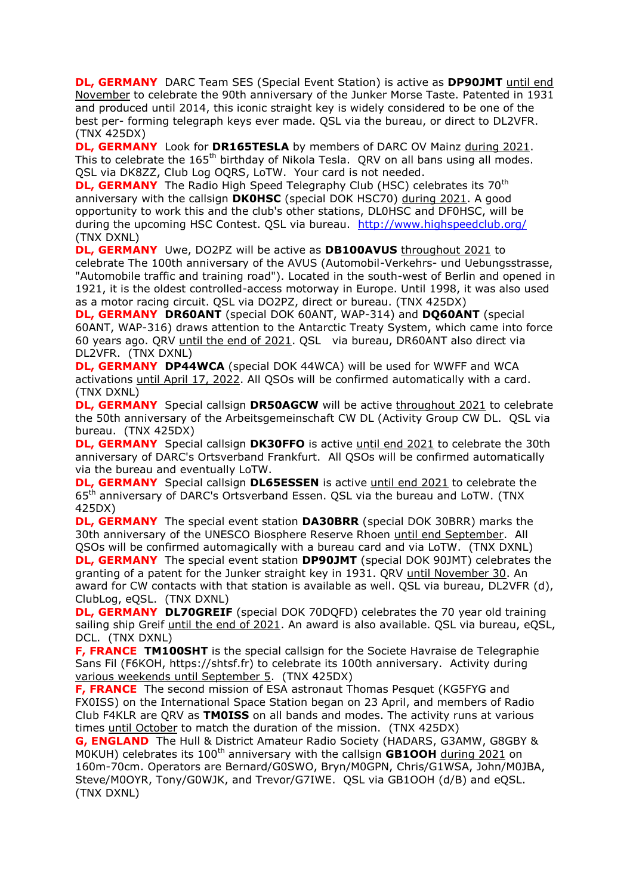**DL, GERMANY** DARC Team SES (Special Event Station) is active as **DP90JMT** until end November to celebrate the 90th anniversary of the Junker Morse Taste. Patented in 1931 and produced until 2014, this iconic straight key is widely considered to be one of the best per- forming telegraph keys ever made. QSL via the bureau, or direct to DL2VFR. (TNX 425DX)

**DL, GERMANY** Look for **DR165TESLA** by members of DARC OV Mainz during 2021. This to celebrate the 165th birthday of Nikola Tesla. QRV on all bans using all modes. QSL via DK8ZZ, Club Log OQRS, LoTW. Your card is not needed.

**DL, GERMANY** The Radio High Speed Telegraphy Club (HSC) celebrates its 70th anniversary with the callsign **DK0HSC** (special DOK HSC70) during 2021. A good opportunity to work this and the club's other stations, DL0HSC and DF0HSC, will be during the upcoming HSC Contest. QSL via bureau. http://www.highspeedclub.org/ (TNX DXNL)

**DL, GERMANY** Uwe, DO2PZ will be active as **DB100AVUS** throughout 2021 to celebrate The 100th anniversary of the AVUS (Automobil-Verkehrs- und Uebungsstrasse, "Automobile traffic and training road"). Located in the south-west of Berlin and opened in 1921, it is the oldest controlled-access motorway in Europe. Until 1998, it was also used as a motor racing circuit. QSL via DO2PZ, direct or bureau. (TNX 425DX)

**DL, GERMANY** **DR60ANT** (special DOK 60ANT, WAP-314) and **DQ60ANT** (special 60ANT, WAP-316) draws attention to the Antarctic Treaty System, which came into force 60 years ago. QRV until the end of 2021. QSL via bureau, DR60ANT also direct via DL2VFR. (TNX DXNL)

**DL, GERMANY** **DP44WCA** (special DOK 44WCA) will be used for WWFF and WCA activations until April 17, 2022. All QSOs will be confirmed automatically with a card. (TNX DXNL)

**DL, GERMANY** Special callsign **DR50AGCW** will be active throughout 2021 to celebrate the 50th anniversary of the Arbeitsgemeinschaft CW DL (Activity Group CW DL. QSL via bureau. (TNX 425DX)

**DL, GERMANY** Special callsign **DK30FFO** is active until end 2021 to celebrate the 30th anniversary of DARC's Ortsverband Frankfurt. All QSOs will be confirmed automatically via the bureau and eventually LoTW.

**DL, GERMANY** Special callsign **DL65ESSEN** is active until end 2021 to celebrate the 65th anniversary of DARC's Ortsverband Essen. QSL via the bureau and LoTW. (TNX 425DX)

**DL, GERMANY** The special event station **DA30BRR** (special DOK 30BRR) marks the 30th anniversary of the UNESCO Biosphere Reserve Rhoen until end September. All QSOs will be confirmed automagically with a bureau card and via LoTW. (TNX DXNL)

**DL, GERMANY** The special event station **DP90JMT** (special DOK 90JMT) celebrates the granting of a patent for the Junker straight key in 1931. QRV until November 30. An award for CW contacts with that station is available as well. QSL via bureau, DL2VFR (d), ClubLog, eQSL. (TNX DXNL)

**DL, GERMANY** **DL70GREIF** (special DOK 70DQFD) celebrates the 70 year old training sailing ship Greif until the end of 2021. An award is also available. QSL via bureau, eQSL, DCL. (TNX DXNL)

**F, FRANCE** **TM100SHT** is the special callsign for the Societe Havraise de Telegraphie Sans Fil (F6KOH, https://shtsf.fr) to celebrate its 100th anniversary. Activity during various weekends until September 5. (TNX 425DX)

**F, FRANCE** The second mission of ESA astronaut Thomas Pesquet (KG5FYG and FX0ISS) on the International Space Station began on 23 April, and members of Radio Club F4KLR are QRV as **TM0ISS** on all bands and modes. The activity runs at various times until October to match the duration of the mission. (TNX 425DX)

**G, ENGLAND** The Hull & District Amateur Radio Society (HADARS, G3AMW, G8GBY & M0KUH) celebrates its 100th anniversary with the callsign **GB1OOH** during 2021 on 160m-70cm. Operators are Bernard/G0SWO, Bryn/M0GPN, Chris/G1WSA, John/M0JBA, Steve/M0OYR, Tony/G0WJK, and Trevor/G7IWE. QSL via GB1OOH (d/B) and eQSL. (TNX DXNL)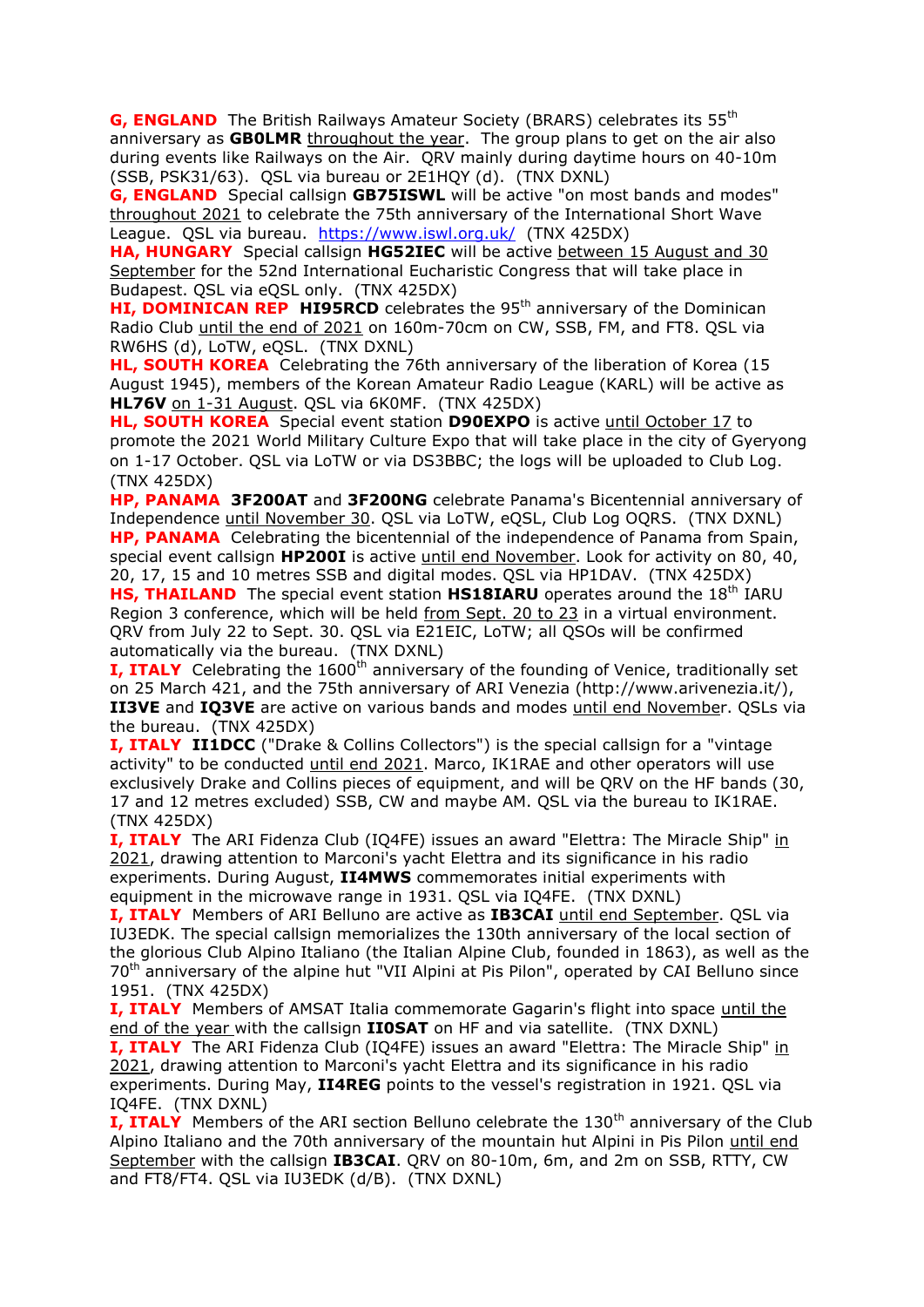**G, ENGLAND** The British Railways Amateur Society (BRARS) celebrates its 55th anniversary as **GB0LMR** throughout the year. The group plans to get on the air also during events like Railways on the Air. QRV mainly during daytime hours on 40-10m (SSB, PSK31/63). QSL via bureau or 2E1HQY (d). (TNX DXNL)

**G, ENGLAND** Special callsign **GB75ISWL** will be active "on most bands and modes" throughout 2021 to celebrate the 75th anniversary of the International Short Wave League. QSL via bureau. https://www.iswl.org.uk/ (TNX 425DX)

**HA, HUNGARY** Special callsign **HG52IEC** will be active between 15 August and 30 September for the 52nd International Eucharistic Congress that will take place in Budapest. QSL via eQSL only. (TNX 425DX)

**HI, DOMINICAN REP** **HI95RCD** celebrates the 95th anniversary of the Dominican Radio Club until the end of 2021 on 160m-70cm on CW, SSB, FM, and FT8. QSL via RW6HS (d), LoTW, eQSL. (TNX DXNL)

**HL, SOUTH KOREA** Celebrating the 76th anniversary of the liberation of Korea (15 August 1945), members of the Korean Amateur Radio League (KARL) will be active as **HL76V** on 1-31 August. QSL via 6K0MF. (TNX 425DX)

**HL, SOUTH KOREA** Special event station **D90EXPO** is active until October 17 to promote the 2021 World Military Culture Expo that will take place in the city of Gyeryong on 1-17 October. QSL via LoTW or via DS3BBC; the logs will be uploaded to Club Log. (TNX 425DX)

**HP, PANAMA** **3F200AT** and **3F200NG** celebrate Panama's Bicentennial anniversary of Independence until November 30. QSL via LoTW, eQSL, Club Log OQRS. (TNX DXNL)

**HP, PANAMA** Celebrating the bicentennial of the independence of Panama from Spain, special event callsign **HP200I** is active until end November. Look for activity on 80, 40, 20, 17, 15 and 10 metres SSB and digital modes. QSL via HP1DAV. (TNX 425DX)

**HS, THAILAND** The special event station **HS18IARU** operates around the 18th IARU Region 3 conference, which will be held from Sept. 20 to 23 in a virtual environment. QRV from July 22 to Sept. 30. QSL via E21EIC, LoTW; all QSOs will be confirmed automatically via the bureau. (TNX DXNL)

**I, ITALY** Celebrating the 1600th anniversary of the founding of Venice, traditionally set on 25 March 421, and the 75th anniversary of ARI Venezia (http://www.arivenezia.it/), **II3VE** and **IQ3VE** are active on various bands and modes until end November. QSLs via the bureau. (TNX 425DX)

**I, ITALY** **II1DCC** ("Drake & Collins Collectors") is the special callsign for a "vintage activity" to be conducted until end 2021. Marco, IK1RAE and other operators will use exclusively Drake and Collins pieces of equipment, and will be QRV on the HF bands (30, 17 and 12 metres excluded) SSB, CW and maybe AM. QSL via the bureau to IK1RAE. (TNX 425DX)

**I, ITALY** The ARI Fidenza Club (IQ4FE) issues an award "Elettra: The Miracle Ship" in 2021, drawing attention to Marconi's yacht Elettra and its significance in his radio experiments. During August, **II4MWS** commemorates initial experiments with equipment in the microwave range in 1931. QSL via IQ4FE. (TNX DXNL)

**I, ITALY** Members of ARI Belluno are active as **IB3CAI** until end September. QSL via IU3EDK. The special callsign memorializes the 130th anniversary of the local section of the glorious Club Alpino Italiano (the Italian Alpine Club, founded in 1863), as well as the 70th anniversary of the alpine hut "VII Alpini at Pis Pilon", operated by CAI Belluno since 1951. (TNX 425DX)

**I, ITALY** Members of AMSAT Italia commemorate Gagarin's flight into space until the end of the year with the callsign **II0SAT** on HF and via satellite. (TNX DXNL)

**I, ITALY** The ARI Fidenza Club (IQ4FE) issues an award "Elettra: The Miracle Ship" in 2021, drawing attention to Marconi's yacht Elettra and its significance in his radio experiments. During May, **II4REG** points to the vessel's registration in 1921. QSL via IQ4FE. (TNX DXNL)

**I, ITALY** Members of the ARI section Belluno celebrate the 130th anniversary of the Club Alpino Italiano and the 70th anniversary of the mountain hut Alpini in Pis Pilon until end September with the callsign **IB3CAI**. QRV on 80-10m, 6m, and 2m on SSB, RTTY, CW and FT8/FT4. QSL via IU3EDK (d/B). (TNX DXNL)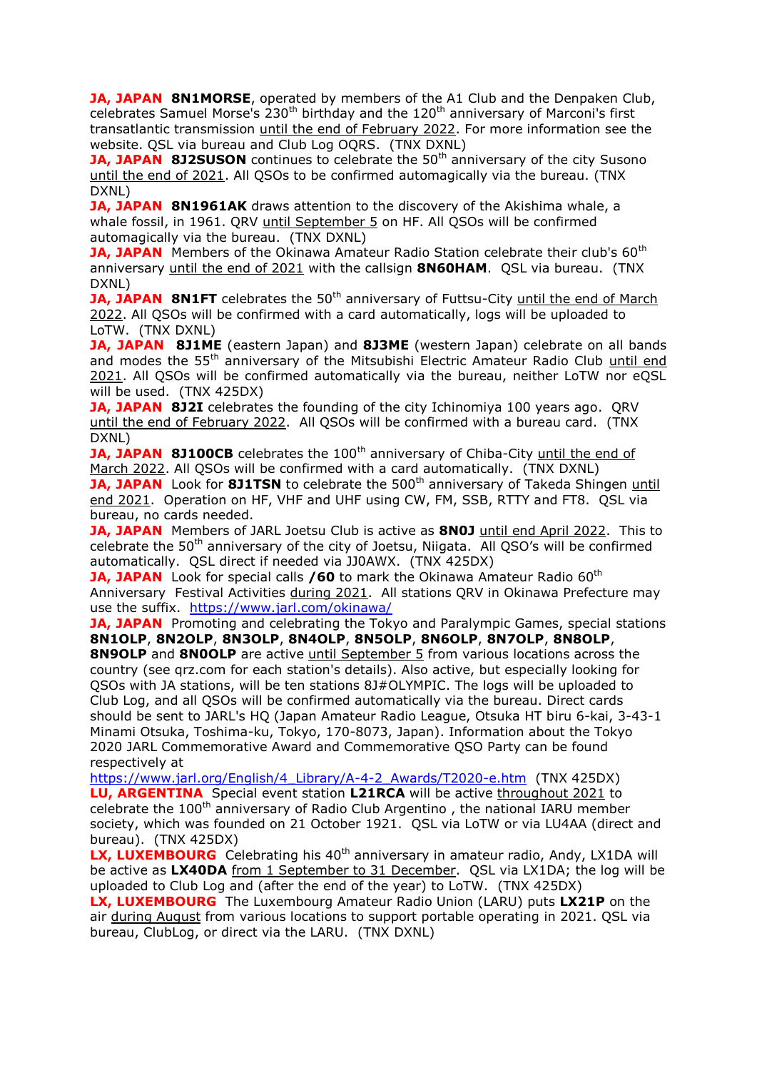**JA, JAPAN** **8N1MORSE**, operated by members of the A1 Club and the Denpaken Club, celebrates Samuel Morse's 230th birthday and the 120th anniversary of Marconi's first transatlantic transmission until the end of February 2022. For more information see the website. QSL via bureau and Club Log OQRS. (TNX DXNL)

**JA, JAPAN** **8J2SUSON** continues to celebrate the 50th anniversary of the city Susono until the end of 2021. All QSOs to be confirmed automagically via the bureau. (TNX DXNL)

**JA, JAPAN** **8N1961AK** draws attention to the discovery of the Akishima whale, a whale fossil, in 1961. QRV until September 5 on HF. All QSOs will be confirmed automagically via the bureau. (TNX DXNL)

**JA, JAPAN** Members of the Okinawa Amateur Radio Station celebrate their club's 60th anniversary until the end of 2021 with the callsign **8N60HAM**. QSL via bureau. (TNX DXNL)

**JA, JAPAN** **8N1FT** celebrates the 50th anniversary of Futtsu-City until the end of March 2022. All QSOs will be confirmed with a card automatically, logs will be uploaded to LoTW. (TNX DXNL)

**JA, JAPAN** **8J1ME** (eastern Japan) and **8J3ME** (western Japan) celebrate on all bands and modes the 55th anniversary of the Mitsubishi Electric Amateur Radio Club until end 2021. All QSOs will be confirmed automatically via the bureau, neither LoTW nor eQSL will be used. (TNX 425DX)

**JA, JAPAN** **8J2I** celebrates the founding of the city Ichinomiya 100 years ago. QRV until the end of February 2022. All QSOs will be confirmed with a bureau card. (TNX DXNL)

**JA, JAPAN** **8J100CB** celebrates the 100th anniversary of Chiba-City until the end of March 2022. All QSOs will be confirmed with a card automatically. (TNX DXNL)

**JA, JAPAN** Look for **8J1TSN** to celebrate the 500th anniversary of Takeda Shingen until end 2021. Operation on HF, VHF and UHF using CW, FM, SSB, RTTY and FT8. QSL via bureau, no cards needed.

**JA, JAPAN** Members of JARL Joetsu Club is active as **8N0J** until end April 2022. This to celebrate the 50th anniversary of the city of Joetsu, Niigata. All QSO's will be confirmed automatically. QSL direct if needed via JJ0AWX. (TNX 425DX)

**JA, JAPAN** Look for special calls **/60** to mark the Okinawa Amateur Radio 60th Anniversary Festival Activities during 2021. All stations QRV in Okinawa Prefecture may use the suffix. https://www.jarl.com/okinawa/

**JA, JAPAN** Promoting and celebrating the Tokyo and Paralympic Games, special stations **8N1OLP**, **8N2OLP**, **8N3OLP**, **8N4OLP**, **8N5OLP**, **8N6OLP**, **8N7OLP**, **8N8OLP**, **8N9OLP** and **8N0OLP** are active until September 5 from various locations across the country (see qrz.com for each station's details). Also active, but especially looking for QSOs with JA stations, will be ten stations 8J#OLYMPIC. The logs will be uploaded to Club Log, and all QSOs will be confirmed automatically via the bureau. Direct cards should be sent to JARL's HQ (Japan Amateur Radio League, Otsuka HT biru 6-kai, 3-43-1 Minami Otsuka, Toshima-ku, Tokyo, 170-8073, Japan). Information about the Tokyo 2020 JARL Commemorative Award and Commemorative QSO Party can be found respectively at https://www.jarl.org/English/4_Library/A-4-2_Awards/T2020-e.htm (TNX 425DX)

**LU, ARGENTINA** Special event station **L21RCA** will be active throughout 2021 to celebrate the 100th anniversary of Radio Club Argentino , the national IARU member society, which was founded on 21 October 1921. QSL via LoTW or via LU4AA (direct and bureau). (TNX 425DX)

**LX, LUXEMBOURG** Celebrating his 40th anniversary in amateur radio, Andy, LX1DA will be active as **LX40DA** from 1 September to 31 December. QSL via LX1DA; the log will be uploaded to Club Log and (after the end of the year) to LoTW. (TNX 425DX)

**LX, LUXEMBOURG** The Luxembourg Amateur Radio Union (LARU) puts **LX21P** on the air during August from various locations to support portable operating in 2021. QSL via bureau, ClubLog, or direct via the LARU. (TNX DXNL)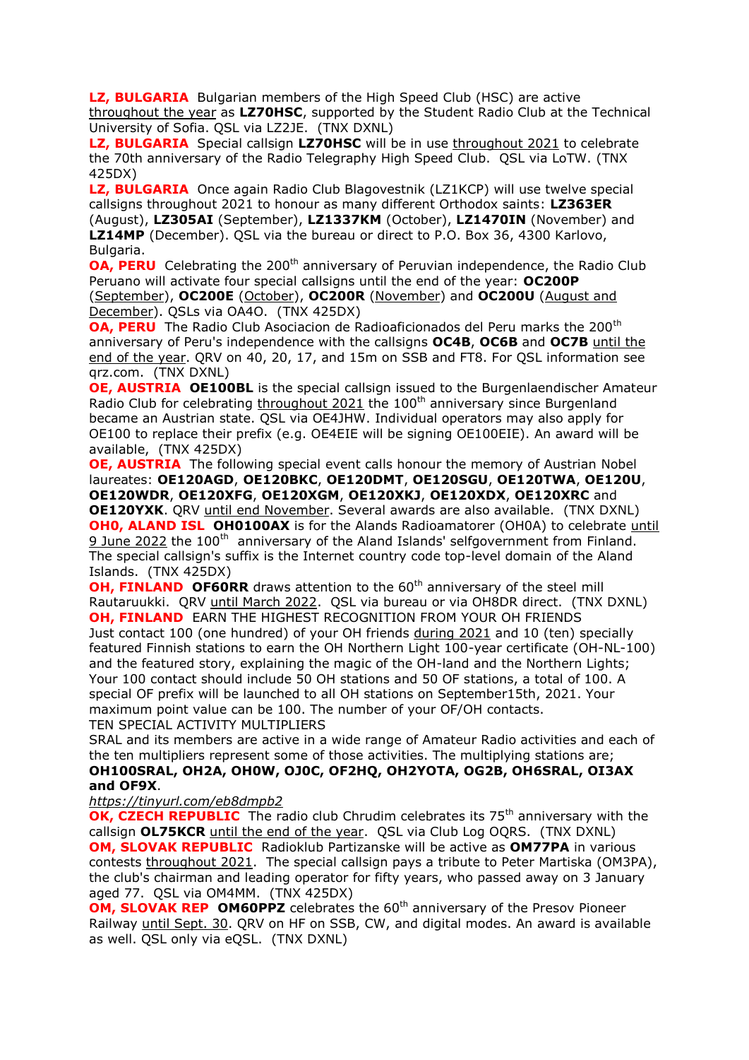**LZ, BULGARIA** Bulgarian members of the High Speed Club (HSC) are active throughout the year as **LZ70HSC**, supported by the Student Radio Club at the Technical University of Sofia. QSL via LZ2JE. (TNX DXNL)

**LZ, BULGARIA** Special callsign **LZ70HSC** will be in use throughout 2021 to celebrate the 70th anniversary of the Radio Telegraphy High Speed Club. QSL via LoTW. (TNX 425DX)

**LZ, BULGARIA** Once again Radio Club Blagovestnik (LZ1KCP) will use twelve special callsigns throughout 2021 to honour as many different Orthodox saints: **LZ363ER** (August), **LZ305AI** (September), **LZ1337KM** (October), **LZ1470IN** (November) and **LZ14MP** (December). QSL via the bureau or direct to P.O. Box 36, 4300 Karlovo, Bulgaria.

**OA, PERU** Celebrating the 200th anniversary of Peruvian independence, the Radio Club Peruano will activate four special callsigns until the end of the year: **OC200P** (September), **OC200E** (October), **OC200R** (November) and **OC200U** (August and December). QSLs via OA4O. (TNX 425DX)

**OA, PERU** The Radio Club Asociacion de Radioaficionados del Peru marks the 200th anniversary of Peru's independence with the callsigns **OC4B**, **OC6B** and **OC7B** until the end of the year. QRV on 40, 20, 17, and 15m on SSB and FT8. For QSL information see qrz.com. (TNX DXNL)

**OE, AUSTRIA** **OE100BL** is the special callsign issued to the Burgenlaendischer Amateur Radio Club for celebrating throughout 2021 the 100th anniversary since Burgenland became an Austrian state. QSL via OE4JHW. Individual operators may also apply for OE100 to replace their prefix (e.g. OE4EIE will be signing OE100EIE). An award will be available, (TNX 425DX)

**OE, AUSTRIA** The following special event calls honour the memory of Austrian Nobel laureates: **OE120AGD**, **OE120BKC**, **OE120DMT**, **OE120SGU**, **OE120TWA**, **OE120U**, **OE120WDR**, **OE120XFG**, **OE120XGM**, **OE120XKJ**, **OE120XDX**, **OE120XRC** and **OE120YXK**. QRV until end November. Several awards are also available. (TNX DXNL)

**OH0, ALAND ISL** **OH0100AX** is for the Alands Radioamatorer (OH0A) to celebrate until 9 June 2022 the 100th anniversary of the Aland Islands' selfgovernment from Finland. The special callsign's suffix is the Internet country code top-level domain of the Aland Islands. (TNX 425DX)

**OH, FINLAND** **OF60RR** draws attention to the 60th anniversary of the steel mill Rautaruukki. QRV until March 2022. QSL via bureau or via OH8DR direct. (TNX DXNL)

**OH, FINLAND** EARN THE HIGHEST RECOGNITION FROM YOUR OH FRIENDS
Just contact 100 (one hundred) of your OH friends during 2021 and 10 (ten) specially featured Finnish stations to earn the OH Northern Light 100-year certificate (OH-NL-100) and the featured story, explaining the magic of the OH-land and the Northern Lights; Your 100 contact should include 50 OH stations and 50 OF stations, a total of 100. A special OF prefix will be launched to all OH stations on September15th, 2021. Your maximum point value can be 100. The number of your OF/OH contacts.
TEN SPECIAL ACTIVITY MULTIPLIERS
SRAL and its members are active in a wide range of Amateur Radio activities and each of the ten multipliers represent some of those activities. The multiplying stations are; **OH100SRAL, OH2A, OH0W, OJ0C, OF2HQ, OH2YOTA, OG2B, OH6SRAL, OI3AX and OF9X**.
*https://tinyurl.com/eb8dmpb2*

**OK, CZECH REPUBLIC** The radio club Chrudim celebrates its 75th anniversary with the callsign **OL75KCR** until the end of the year. QSL via Club Log OQRS. (TNX DXNL)

**OM, SLOVAK REPUBLIC** Radioklub Partizanske will be active as **OM77PA** in various contests throughout 2021. The special callsign pays a tribute to Peter Martiska (OM3PA), the club's chairman and leading operator for fifty years, who passed away on 3 January aged 77. QSL via OM4MM. (TNX 425DX)

**OM, SLOVAK REP** **OM60PPZ** celebrates the 60th anniversary of the Presov Pioneer Railway until Sept. 30. QRV on HF on SSB, CW, and digital modes. An award is available as well. QSL only via eQSL. (TNX DXNL)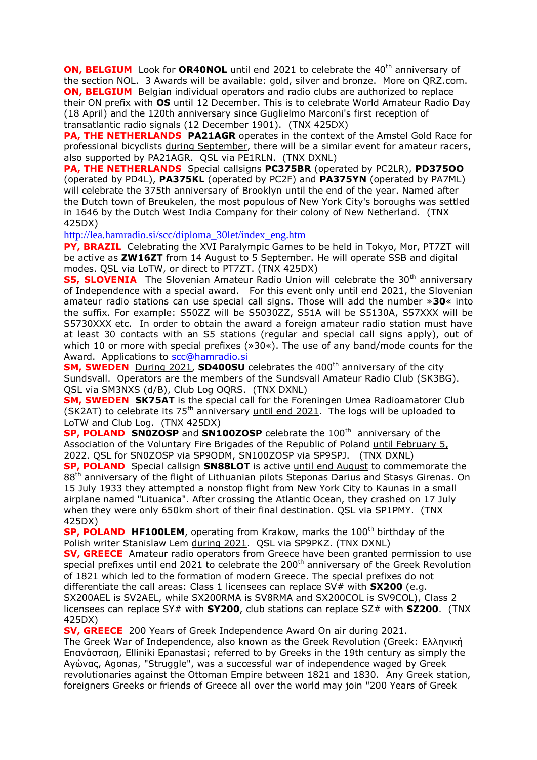**ON, BELGIUM** Look for **OR40NOL** until end 2021 to celebrate the 40th anniversary of the section NOL. 3 Awards will be available: gold, silver and bronze. More on QRZ.com.
**ON, BELGIUM** Belgian individual operators and radio clubs are authorized to replace their ON prefix with **OS** until 12 December. This is to celebrate World Amateur Radio Day (18 April) and the 120th anniversary since Guglielmo Marconi's first reception of transatlantic radio signals (12 December 1901). (TNX 425DX)
**PA, THE NETHERLANDS** **PA21AGR** operates in the context of the Amstel Gold Race for professional bicyclists during September, there will be a similar event for amateur racers, also supported by PA21AGR. QSL via PE1RLN. (TNX DXNL)
**PA, THE NETHERLANDS** Special callsigns **PC375BR** (operated by PC2LR), **PD375OO** (operated by PD4L), **PA375KL** (operated by PC2F) and **PA375YN** (operated by PA7ML) will celebrate the 375th anniversary of Brooklyn until the end of the year. Named after the Dutch town of Breukelen, the most populous of New York City's boroughs was settled in 1646 by the Dutch West India Company for their colony of New Netherland. (TNX 425DX)
http://lea.hamradio.si/scc/diploma_30let/index_eng.htm
**PY, BRAZIL** Celebrating the XVI Paralympic Games to be held in Tokyo, Mor, PT7ZT will be active as **ZW16ZT** from 14 August to 5 September. He will operate SSB and digital modes. QSL via LoTW, or direct to PT7ZT. (TNX 425DX)
**S5, SLOVENIA** The Slovenian Amateur Radio Union will celebrate the 30th anniversary of Independence with a special award. For this event only until end 2021, the Slovenian amateur radio stations can use special call signs. Those will add the number »**30**« into the suffix. For example: S50ZZ will be S5030ZZ, S51A will be S5130A, S57XXX will be S5730XXX etc. In order to obtain the award a foreign amateur radio station must have at least 30 contacts with an S5 stations (regular and special call signs apply), out of which 10 or more with special prefixes (»30«). The use of any band/mode counts for the Award. Applications to scc@hamradio.si
**SM, SWEDEN** During 2021, **SD400SU** celebrates the 400th anniversary of the city Sundsvall. Operators are the members of the Sundsvall Amateur Radio Club (SK3BG). QSL via SM3NXS (d/B), Club Log OQRS. (TNX DXNL)
**SM, SWEDEN** **SK75AT** is the special call for the Foreningen Umea Radioamatorer Club (SK2AT) to celebrate its 75th anniversary until end 2021. The logs will be uploaded to LoTW and Club Log. (TNX 425DX)
**SP, POLAND** **SN0ZOSP** and **SN100ZOSP** celebrate the 100th anniversary of the Association of the Voluntary Fire Brigades of the Republic of Poland until February 5, 2022. QSL for SN0ZOSP via SP9ODM, SN100ZOSP via SP9SPJ. (TNX DXNL)
**SP, POLAND** Special callsign **SN88LOT** is active until end August to commemorate the 88th anniversary of the flight of Lithuanian pilots Steponas Darius and Stasys Girenas. On 15 July 1933 they attempted a nonstop flight from New York City to Kaunas in a small airplane named "Lituanica". After crossing the Atlantic Ocean, they crashed on 17 July when they were only 650km short of their final destination. QSL via SP1PMY. (TNX 425DX)
**SP, POLAND** **HF100LEM**, operating from Krakow, marks the 100th birthday of the Polish writer Stanislaw Lem during 2021. QSL via SP9PKZ. (TNX DXNL)
**SV, GREECE** Amateur radio operators from Greece have been granted permission to use special prefixes until end 2021 to celebrate the 200th anniversary of the Greek Revolution of 1821 which led to the formation of modern Greece. The special prefixes do not differentiate the call areas: Class 1 licensees can replace SV# with **SX200** (e.g. SX200AEL is SV2AEL, while SX200RMA is SV8RMA and SX200COL is SV9COL), Class 2 licensees can replace SY# with **SY200**, club stations can replace SZ# with **SZ200**. (TNX 425DX)
**SV, GREECE** 200 Years of Greek Independence Award On air during 2021.
The Greek War of Independence, also known as the Greek Revolution (Greek: Ελληνική Επανάσταση, Elliniki Epanastasi; referred to by Greeks in the 19th century as simply the Αγώνας, Agonas, "Struggle", was a successful war of independence waged by Greek revolutionaries against the Ottoman Empire between 1821 and 1830. Any Greek station, foreigners Greeks or friends of Greece all over the world may join "200 Years of Greek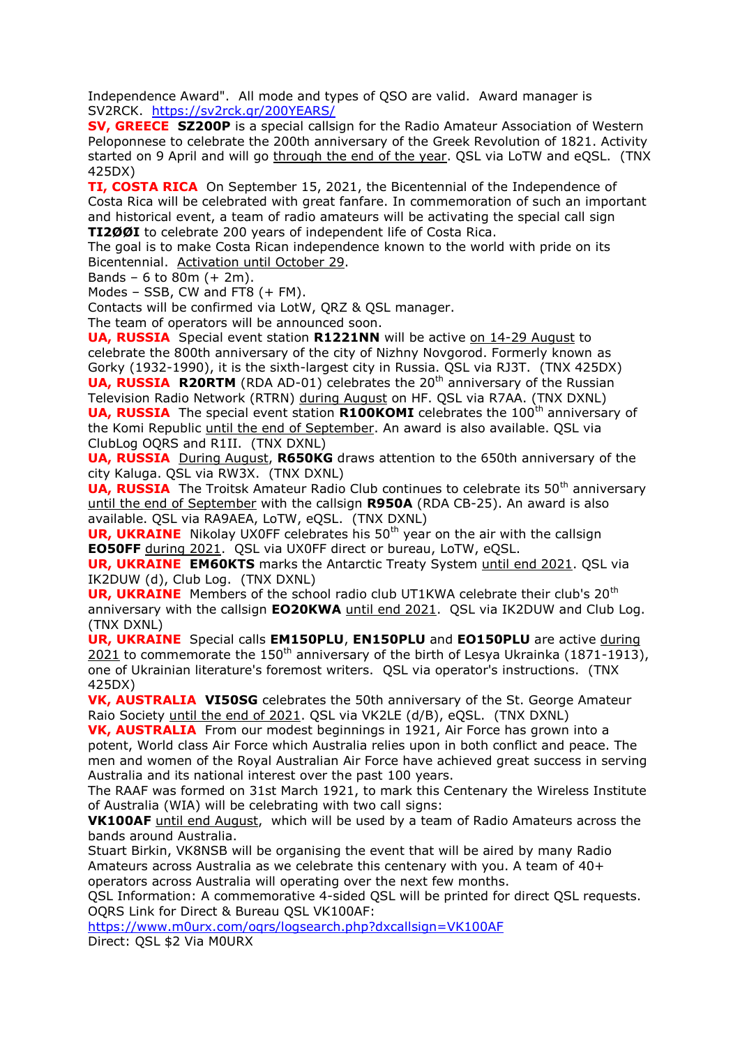Independence Award". All mode and types of QSO are valid. Award manager is SV2RCK. https://sv2rck.gr/200YEARS/

**SV, GREECE** **SZ200P** is a special callsign for the Radio Amateur Association of Western Peloponnese to celebrate the 200th anniversary of the Greek Revolution of 1821. Activity started on 9 April and will go through the end of the year. QSL via LoTW and eQSL. (TNX 425DX)

**TI, COSTA RICA** On September 15, 2021, the Bicentennial of the Independence of Costa Rica will be celebrated with great fanfare. In commemoration of such an important and historical event, a team of radio amateurs will be activating the special call sign **TI2ØØI** to celebrate 200 years of independent life of Costa Rica.
The goal is to make Costa Rican independence known to the world with pride on its Bicentennial. Activation until October 29.
Bands – 6 to 80m (+ 2m).
Modes – SSB, CW and FT8 (+ FM).
Contacts will be confirmed via LotW, QRZ & QSL manager.
The team of operators will be announced soon.

**UA, RUSSIA** Special event station **R1221NN** will be active on 14-29 August to celebrate the 800th anniversary of the city of Nizhny Novgorod. Formerly known as Gorky (1932-1990), it is the sixth-largest city in Russia. QSL via RJ3T. (TNX 425DX)

**UA, RUSSIA** **R20RTM** (RDA AD-01) celebrates the 20th anniversary of the Russian Television Radio Network (RTRN) during August on HF. QSL via R7AA. (TNX DXNL)

**UA, RUSSIA** The special event station **R100KOMI** celebrates the 100th anniversary of the Komi Republic until the end of September. An award is also available. QSL via ClubLog OQRS and R1II. (TNX DXNL)

**UA, RUSSIA** During August, **R650KG** draws attention to the 650th anniversary of the city Kaluga. QSL via RW3X. (TNX DXNL)

**UA, RUSSIA** The Troitsk Amateur Radio Club continues to celebrate its 50th anniversary until the end of September with the callsign **R950A** (RDA CB-25). An award is also available. QSL via RA9AEA, LoTW, eQSL. (TNX DXNL)

**UR, UKRAINE** Nikolay UX0FF celebrates his 50th year on the air with the callsign **EO50FF** during 2021. QSL via UX0FF direct or bureau, LoTW, eQSL.

**UR, UKRAINE** **EM60KTS** marks the Antarctic Treaty System until end 2021. QSL via IK2DUW (d), Club Log. (TNX DXNL)

**UR, UKRAINE** Members of the school radio club UT1KWA celebrate their club's 20th anniversary with the callsign **EO20KWA** until end 2021. QSL via IK2DUW and Club Log. (TNX DXNL)

**UR, UKRAINE** Special calls **EM150PLU**, **EN150PLU** and **EO150PLU** are active during 2021 to commemorate the 150th anniversary of the birth of Lesya Ukrainka (1871-1913), one of Ukrainian literature's foremost writers. QSL via operator's instructions. (TNX 425DX)

**VK, AUSTRALIA** **VI50SG** celebrates the 50th anniversary of the St. George Amateur Raio Society until the end of 2021. QSL via VK2LE (d/B), eQSL. (TNX DXNL)

**VK, AUSTRALIA** From our modest beginnings in 1921, Air Force has grown into a potent, World class Air Force which Australia relies upon in both conflict and peace. The men and women of the Royal Australian Air Force have achieved great success in serving Australia and its national interest over the past 100 years.
The RAAF was formed on 31st March 1921, to mark this Centenary the Wireless Institute of Australia (WIA) will be celebrating with two call signs:
**VK100AF** until end August, which will be used by a team of Radio Amateurs across the bands around Australia.
Stuart Birkin, VK8NSB will be organising the event that will be aired by many Radio Amateurs across Australia as we celebrate this centenary with you. A team of 40+ operators across Australia will operating over the next few months.
QSL Information: A commemorative 4-sided QSL will be printed for direct QSL requests.
OQRS Link for Direct & Bureau QSL VK100AF:
https://www.m0urx.com/oqrs/logsearch.php?dxcallsign=VK100AF
Direct: QSL $2 Via M0URX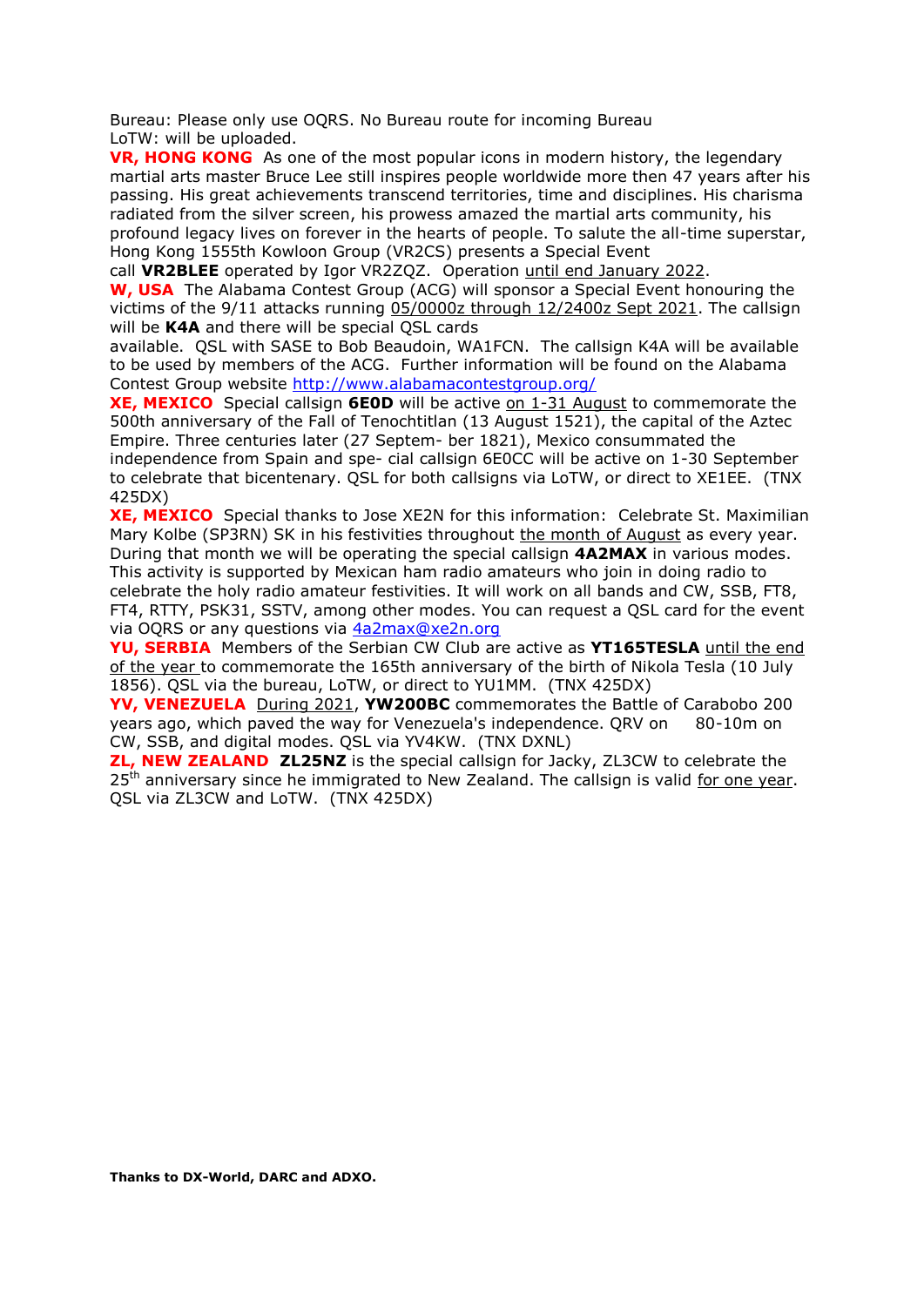Bureau: Please only use OQRS. No Bureau route for incoming Bureau
LoTW: will be uploaded.

**VR, HONG KONG** As one of the most popular icons in modern history, the legendary martial arts master Bruce Lee still inspires people worldwide more then 47 years after his passing. His great achievements transcend territories, time and disciplines. His charisma radiated from the silver screen, his prowess amazed the martial arts community, his profound legacy lives on forever in the hearts of people. To salute the all-time superstar, Hong Kong 1555th Kowloon Group (VR2CS) presents a Special Event call **VR2BLEE** operated by Igor VR2ZQZ. Operation until end January 2022.

**W, USA** The Alabama Contest Group (ACG) will sponsor a Special Event honouring the victims of the 9/11 attacks running 05/0000z through 12/2400z Sept 2021. The callsign will be **K4A** and there will be special QSL cards available. QSL with SASE to Bob Beaudoin, WA1FCN. The callsign K4A will be available to be used by members of the ACG. Further information will be found on the Alabama Contest Group website http://www.alabamacontestgroup.org/

**XE, MEXICO** Special callsign **6E0D** will be active on 1-31 August to commemorate the 500th anniversary of the Fall of Tenochtitlan (13 August 1521), the capital of the Aztec Empire. Three centuries later (27 Septem- ber 1821), Mexico consummated the independence from Spain and spe- cial callsign 6E0CC will be active on 1-30 September to celebrate that bicentenary. QSL for both callsigns via LoTW, or direct to XE1EE. (TNX 425DX)

**XE, MEXICO** Special thanks to Jose XE2N for this information: Celebrate St. Maximilian Mary Kolbe (SP3RN) SK in his festivities throughout the month of August as every year. During that month we will be operating the special callsign **4A2MAX** in various modes. This activity is supported by Mexican ham radio amateurs who join in doing radio to celebrate the holy radio amateur festivities. It will work on all bands and CW, SSB, FT8, FT4, RTTY, PSK31, SSTV, among other modes. You can request a QSL card for the event via OQRS or any questions via 4a2max@xe2n.org

**YU, SERBIA** Members of the Serbian CW Club are active as **YT165TESLA** until the end of the year to commemorate the 165th anniversary of the birth of Nikola Tesla (10 July 1856). QSL via the bureau, LoTW, or direct to YU1MM. (TNX 425DX)

**YV, VENEZUELA** During 2021, **YW200BC** commemorates the Battle of Carabobo 200 years ago, which paved the way for Venezuela's independence. QRV on 80-10m on CW, SSB, and digital modes. QSL via YV4KW. (TNX DXNL)

**ZL, NEW ZEALAND** **ZL25NZ** is the special callsign for Jacky, ZL3CW to celebrate the 25th anniversary since he immigrated to New Zealand. The callsign is valid for one year. QSL via ZL3CW and LoTW. (TNX 425DX)

**Thanks to DX-World, DARC and ADXO.**